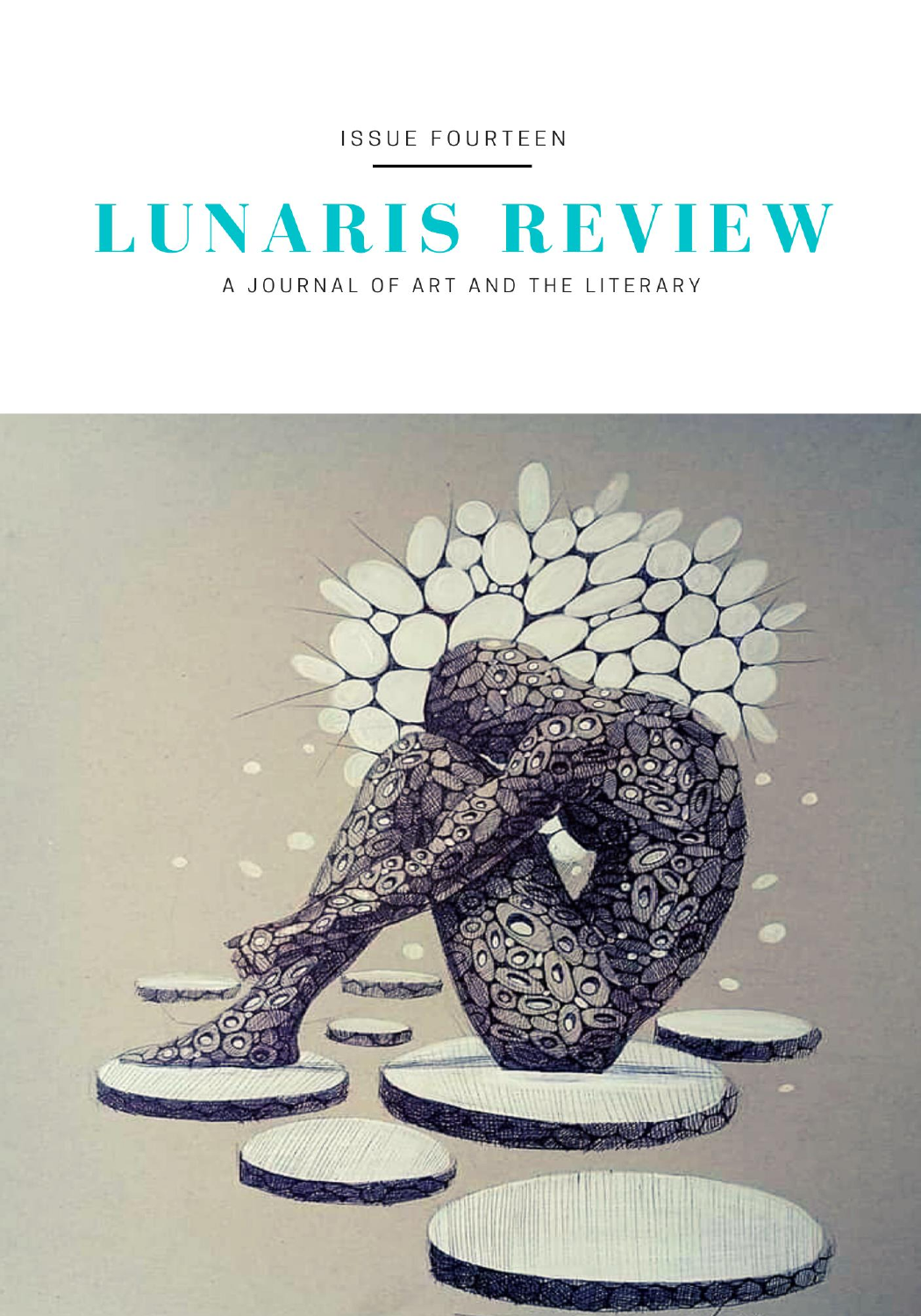ISSUE FOURTEEN

# LUNARIS REVIEW

A JOURNAL OF ART AND THE LITERARY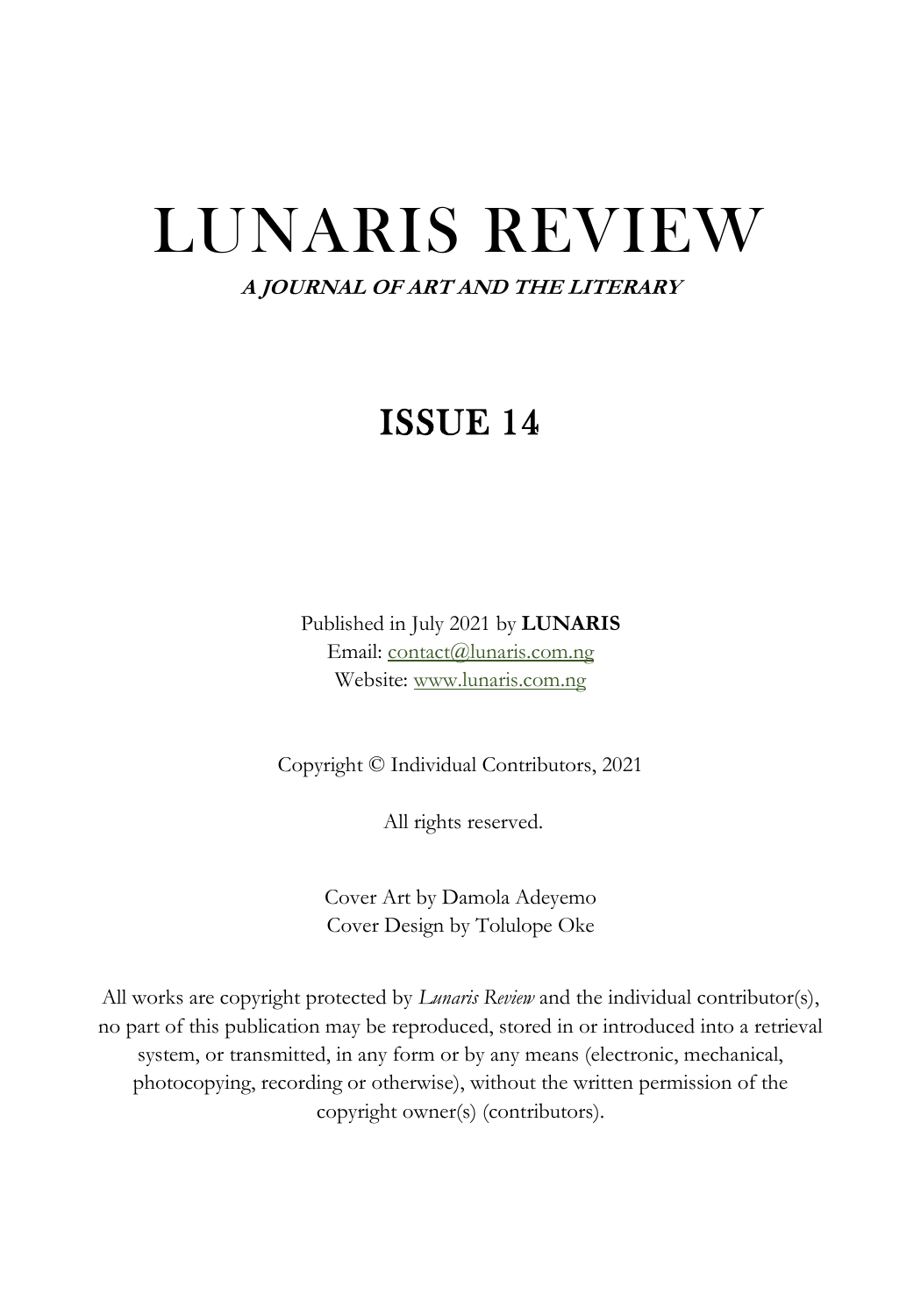# LUNARIS REVIEW

***A JOURNAL OF ART AND THE LITERARY***

## ISSUE 14

Published in July 2021 by **LUNARIS**
Email: contact@lunaris.com.ng
Website: www.lunaris.com.ng

Copyright © Individual Contributors, 2021

All rights reserved.

Cover Art by Damola Adeyemo
Cover Design by Tolulope Oke

All works are copyright protected by *Lunaris Review* and the individual contributor(s), no part of this publication may be reproduced, stored in or introduced into a retrieval system, or transmitted, in any form or by any means (electronic, mechanical, photocopying, recording or otherwise), without the written permission of the copyright owner(s) (contributors).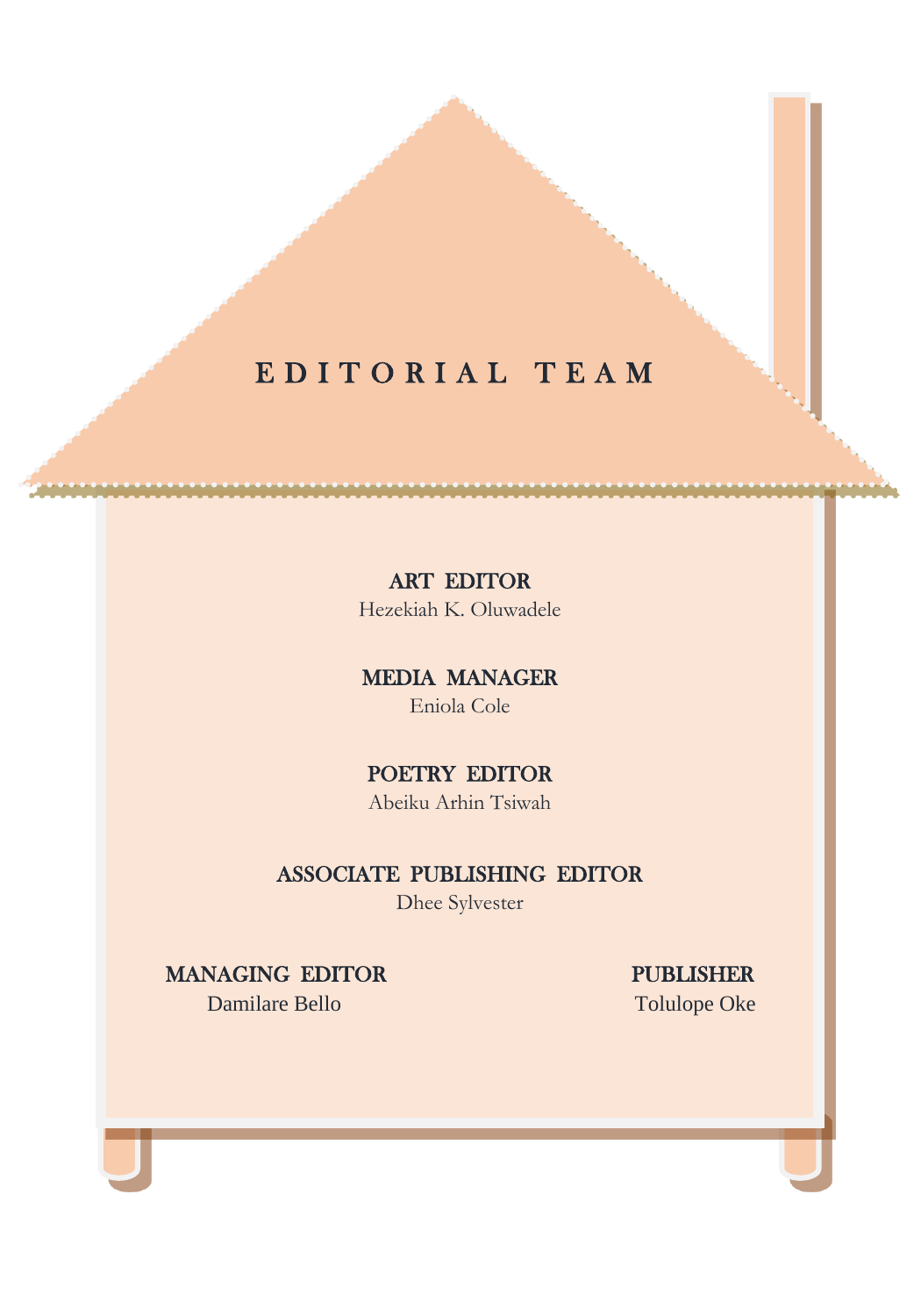# EDITORIAL TEAM

**ART EDITOR**
Hezekiah K. Oluwadele

**MEDIA MANAGER**
Eniola Cole

**POETRY EDITOR**
Abeiku Arhin Tsiwah

**ASSOCIATE PUBLISHING EDITOR**
Dhee Sylvester

**MANAGING EDITOR**
Damilare Bello

**PUBLISHER**
Tolulope Oke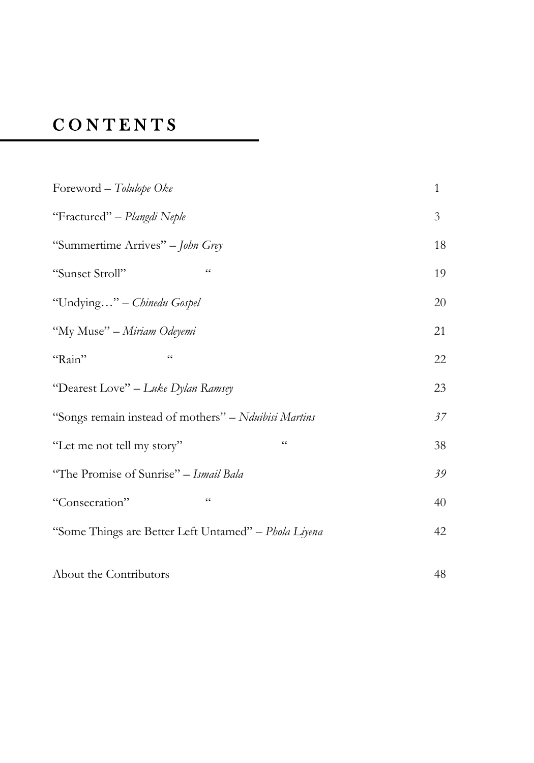# CONTENTS

| | |
|---|---|
| Foreword – *Tolulope Oke* | 1 |
| "Fractured" – *Plangdi Neple* | 3 |
| "Summertime Arrives" – *John Grey* | 18 |
| "Sunset Stroll" " | 19 |
| "Undying…" – *Chinedu Gospel* | 20 |
| "My Muse" – *Miriam Odeyemi* | 21 |
| "Rain" " | 22 |
| "Dearest Love" – *Luke Dylan Ramsey* | 23 |
| "Songs remain instead of mothers" – *Nduibisi Martins* | *37* |
| "Let me not tell my story" " | 38 |
| "The Promise of Sunrise" – *Ismail Bala* | *39* |
| "Consecration" " | 40 |
| "Some Things are Better Left Untamed" – *Phola Liyena* | 42 |
| About the Contributors | 48 |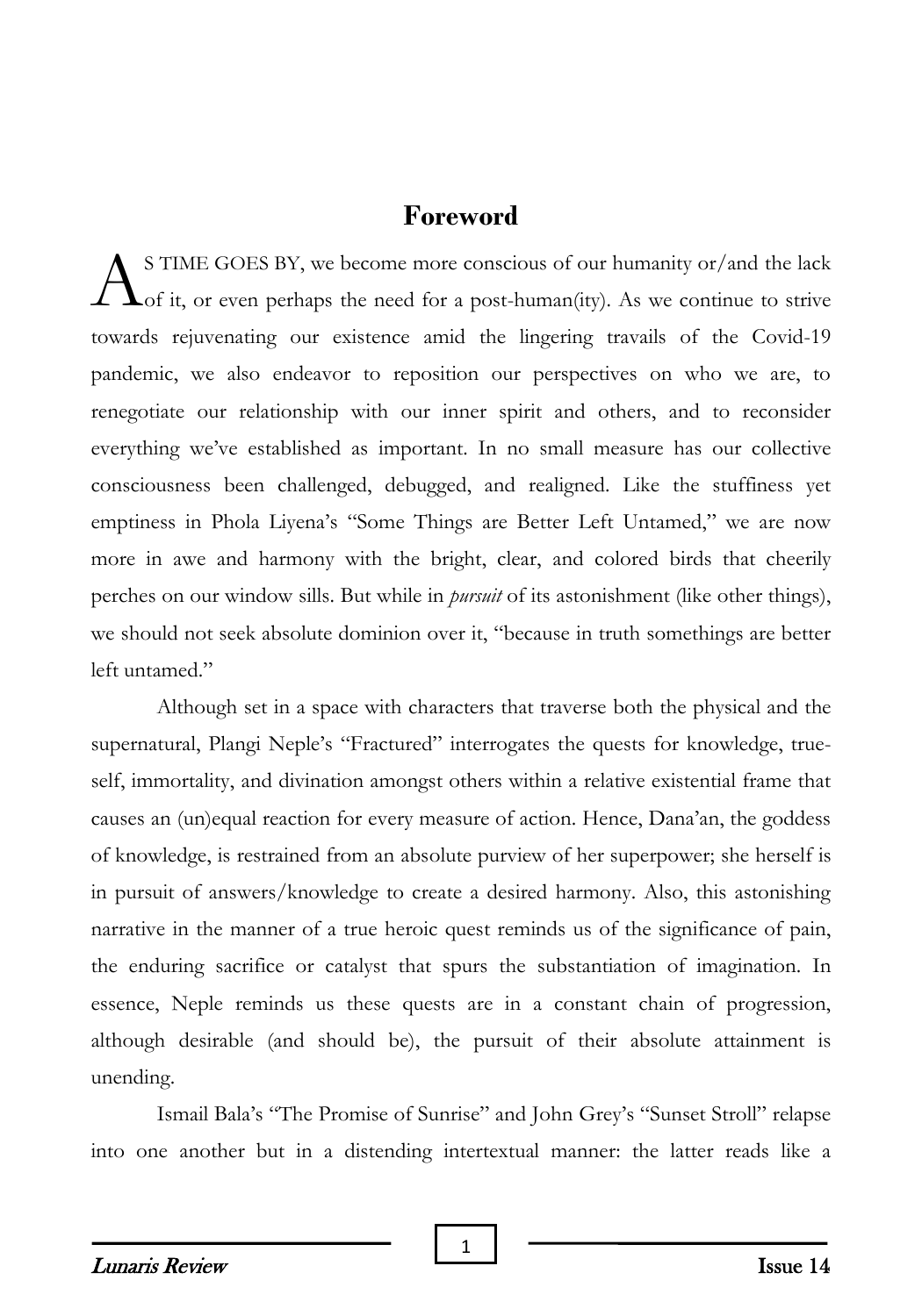## Foreword

AS TIME GOES BY, we become more conscious of our humanity or/and the lack of it, or even perhaps the need for a post-human(ity). As we continue to strive towards rejuvenating our existence amid the lingering travails of the Covid-19 pandemic, we also endeavor to reposition our perspectives on who we are, to renegotiate our relationship with our inner spirit and others, and to reconsider everything we've established as important. In no small measure has our collective consciousness been challenged, debugged, and realigned. Like the stuffiness yet emptiness in Phola Liyena's "Some Things are Better Left Untamed," we are now more in awe and harmony with the bright, clear, and colored birds that cheerily perches on our window sills. But while in *pursuit* of its astonishment (like other things), we should not seek absolute dominion over it, "because in truth somethings are better left untamed."

Although set in a space with characters that traverse both the physical and the supernatural, Plangi Neple's "Fractured" interrogates the quests for knowledge, true-self, immortality, and divination amongst others within a relative existential frame that causes an (un)equal reaction for every measure of action. Hence, Dana'an, the goddess of knowledge, is restrained from an absolute purview of her superpower; she herself is in pursuit of answers/knowledge to create a desired harmony. Also, this astonishing narrative in the manner of a true heroic quest reminds us of the significance of pain, the enduring sacrifice or catalyst that spurs the substantiation of imagination. In essence, Neple reminds us these quests are in a constant chain of progression, although desirable (and should be), the pursuit of their absolute attainment is unending.

Ismail Bala's "The Promise of Sunrise" and John Grey's "Sunset Stroll" relapse into one another but in a distending intertextual manner: the latter reads like a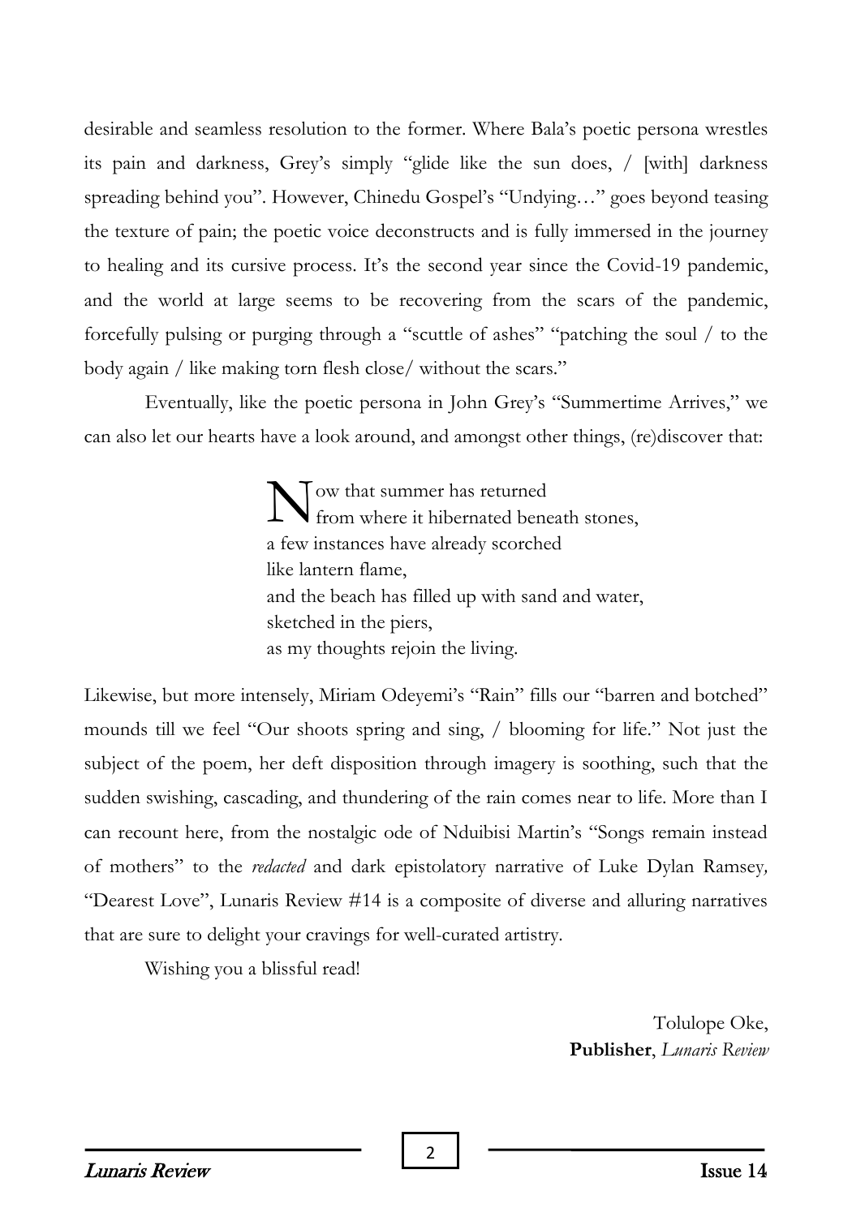desirable and seamless resolution to the former. Where Bala's poetic persona wrestles its pain and darkness, Grey's simply "glide like the sun does, / [with] darkness spreading behind you". However, Chinedu Gospel's "Undying…" goes beyond teasing the texture of pain; the poetic voice deconstructs and is fully immersed in the journey to healing and its cursive process. It's the second year since the Covid-19 pandemic, and the world at large seems to be recovering from the scars of the pandemic, forcefully pulsing or purging through a "scuttle of ashes" "patching the soul / to the body again / like making torn flesh close/ without the scars."

Eventually, like the poetic persona in John Grey's "Summertime Arrives," we can also let our hearts have a look around, and amongst other things, (re)discover that:

> Now that summer has returned  
> from where it hibernated beneath stones,  
> a few instances have already scorched  
> like lantern flame,  
> and the beach has filled up with sand and water,  
> sketched in the piers,  
> as my thoughts rejoin the living.

Likewise, but more intensely, Miriam Odeyemi's "Rain" fills our "barren and botched" mounds till we feel "Our shoots spring and sing, / blooming for life." Not just the subject of the poem, her deft disposition through imagery is soothing, such that the sudden swishing, cascading, and thundering of the rain comes near to life. More than I can recount here, from the nostalgic ode of Nduibisi Martin's "Songs remain instead of mothers" to the *redacted* and dark epistolatory narrative of Luke Dylan Ramsey*,* "Dearest Love", Lunaris Review #14 is a composite of diverse and alluring narratives that are sure to delight your cravings for well-curated artistry.

Wishing you a blissful read!

Tolulope Oke,  
**Publisher**, *Lunaris Review*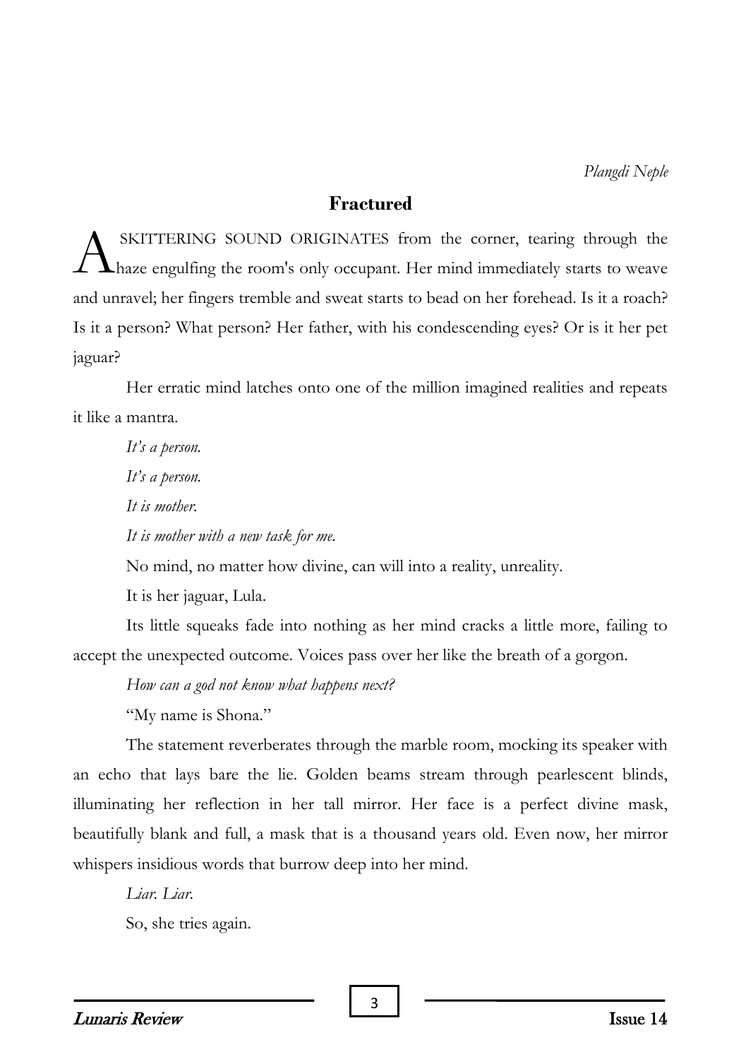*Plangdi Neple*

## Fractured

A SKITTERING SOUND ORIGINATES from the corner, tearing through the haze engulfing the room's only occupant. Her mind immediately starts to weave and unravel; her fingers tremble and sweat starts to bead on her forehead. Is it a roach? Is it a person? What person? Her father, with his condescending eyes? Or is it her pet jaguar?

Her erratic mind latches onto one of the million imagined realities and repeats it like a mantra.

*It's a person.*

*It's a person.*

*It is mother.*

*It is mother with a new task for me.*

No mind, no matter how divine, can will into a reality, unreality.

It is her jaguar, Lula.

Its little squeaks fade into nothing as her mind cracks a little more, failing to accept the unexpected outcome. Voices pass over her like the breath of a gorgon.

*How can a god not know what happens next?*

"My name is Shona."

The statement reverberates through the marble room, mocking its speaker with an echo that lays bare the lie. Golden beams stream through pearlescent blinds, illuminating her reflection in her tall mirror. Her face is a perfect divine mask, beautifully blank and full, a mask that is a thousand years old. Even now, her mirror whispers insidious words that burrow deep into her mind.

*Liar. Liar.*

So, she tries again.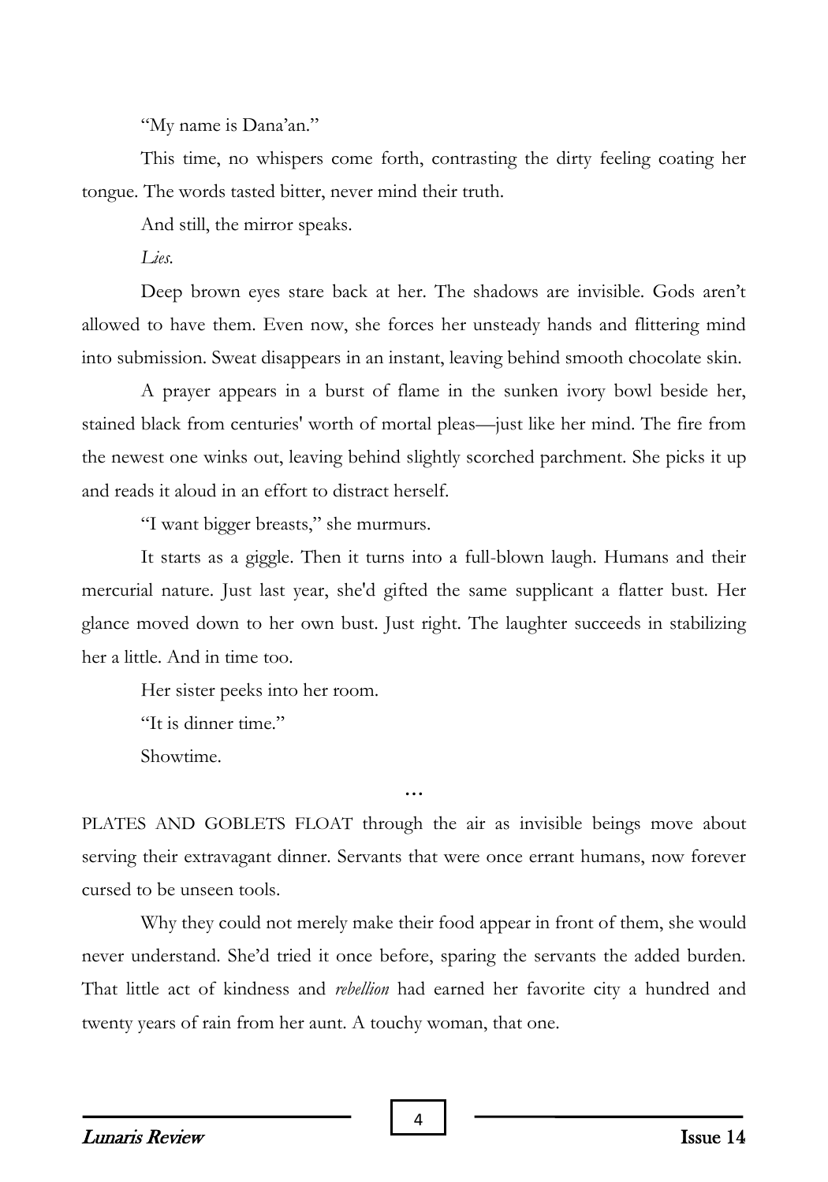"My name is Dana'an."

This time, no whispers come forth, contrasting the dirty feeling coating her tongue. The words tasted bitter, never mind their truth.

And still, the mirror speaks.

*Lies.*

Deep brown eyes stare back at her. The shadows are invisible. Gods aren't allowed to have them. Even now, she forces her unsteady hands and flittering mind into submission. Sweat disappears in an instant, leaving behind smooth chocolate skin.

A prayer appears in a burst of flame in the sunken ivory bowl beside her, stained black from centuries' worth of mortal pleas—just like her mind. The fire from the newest one winks out, leaving behind slightly scorched parchment. She picks it up and reads it aloud in an effort to distract herself.

"I want bigger breasts," she murmurs.

It starts as a giggle. Then it turns into a full-blown laugh. Humans and their mercurial nature. Just last year, she'd gifted the same supplicant a flatter bust. Her glance moved down to her own bust. Just right. The laughter succeeds in stabilizing her a little. And in time too.

Her sister peeks into her room.

"It is dinner time."

Showtime.

…

PLATES AND GOBLETS FLOAT through the air as invisible beings move about serving their extravagant dinner. Servants that were once errant humans, now forever cursed to be unseen tools.

Why they could not merely make their food appear in front of them, she would never understand. She'd tried it once before, sparing the servants the added burden. That little act of kindness and *rebellion* had earned her favorite city a hundred and twenty years of rain from her aunt. A touchy woman, that one.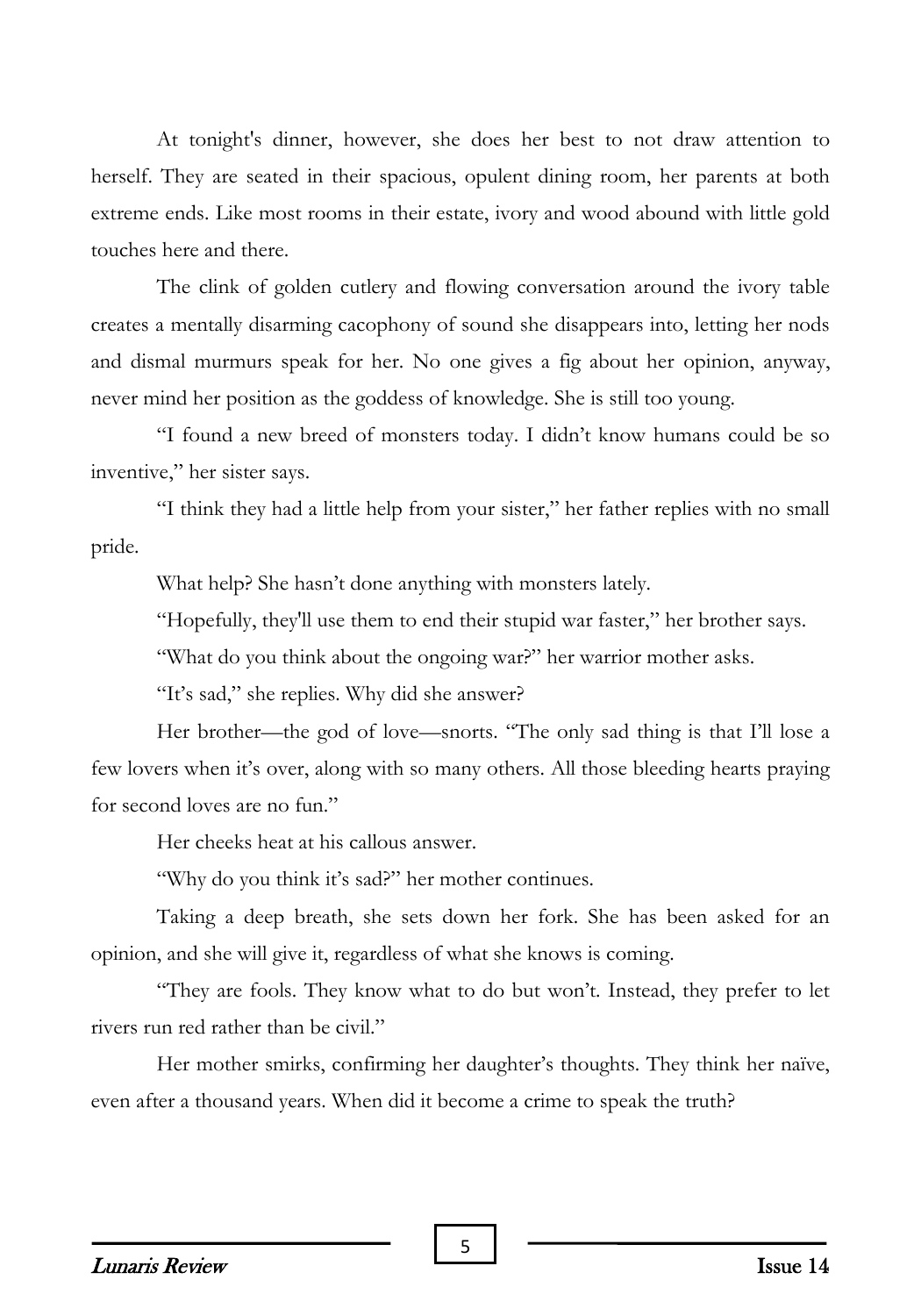At tonight's dinner, however, she does her best to not draw attention to herself. They are seated in their spacious, opulent dining room, her parents at both extreme ends. Like most rooms in their estate, ivory and wood abound with little gold touches here and there.

The clink of golden cutlery and flowing conversation around the ivory table creates a mentally disarming cacophony of sound she disappears into, letting her nods and dismal murmurs speak for her. No one gives a fig about her opinion, anyway, never mind her position as the goddess of knowledge. She is still too young.

"I found a new breed of monsters today. I didn't know humans could be so inventive," her sister says.

"I think they had a little help from your sister," her father replies with no small pride.

What help? She hasn't done anything with monsters lately.

"Hopefully, they'll use them to end their stupid war faster," her brother says.

"What do you think about the ongoing war?" her warrior mother asks.

"It's sad," she replies. Why did she answer?

Her brother—the god of love—snorts. "The only sad thing is that I'll lose a few lovers when it's over, along with so many others. All those bleeding hearts praying for second loves are no fun."

Her cheeks heat at his callous answer.

"Why do you think it's sad?" her mother continues.

Taking a deep breath, she sets down her fork. She has been asked for an opinion, and she will give it, regardless of what she knows is coming.

"They are fools. They know what to do but won't. Instead, they prefer to let rivers run red rather than be civil."

Her mother smirks, confirming her daughter's thoughts. They think her naïve, even after a thousand years. When did it become a crime to speak the truth?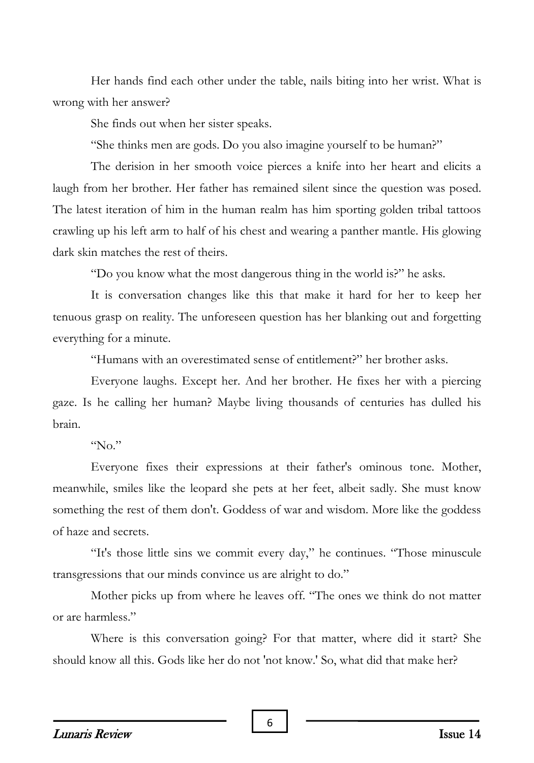Her hands find each other under the table, nails biting into her wrist. What is wrong with her answer?

She finds out when her sister speaks.

"She thinks men are gods. Do you also imagine yourself to be human?"

The derision in her smooth voice pierces a knife into her heart and elicits a laugh from her brother. Her father has remained silent since the question was posed. The latest iteration of him in the human realm has him sporting golden tribal tattoos crawling up his left arm to half of his chest and wearing a panther mantle. His glowing dark skin matches the rest of theirs.

"Do you know what the most dangerous thing in the world is?" he asks.

It is conversation changes like this that make it hard for her to keep her tenuous grasp on reality. The unforeseen question has her blanking out and forgetting everything for a minute.

"Humans with an overestimated sense of entitlement?" her brother asks.

Everyone laughs. Except her. And her brother. He fixes her with a piercing gaze. Is he calling her human? Maybe living thousands of centuries has dulled his brain.

"No."

Everyone fixes their expressions at their father's ominous tone. Mother, meanwhile, smiles like the leopard she pets at her feet, albeit sadly. She must know something the rest of them don't. Goddess of war and wisdom. More like the goddess of haze and secrets.

"It's those little sins we commit every day," he continues. "Those minuscule transgressions that our minds convince us are alright to do."

Mother picks up from where he leaves off. "The ones we think do not matter or are harmless."

Where is this conversation going? For that matter, where did it start? She should know all this. Gods like her do not 'not know.' So, what did that make her?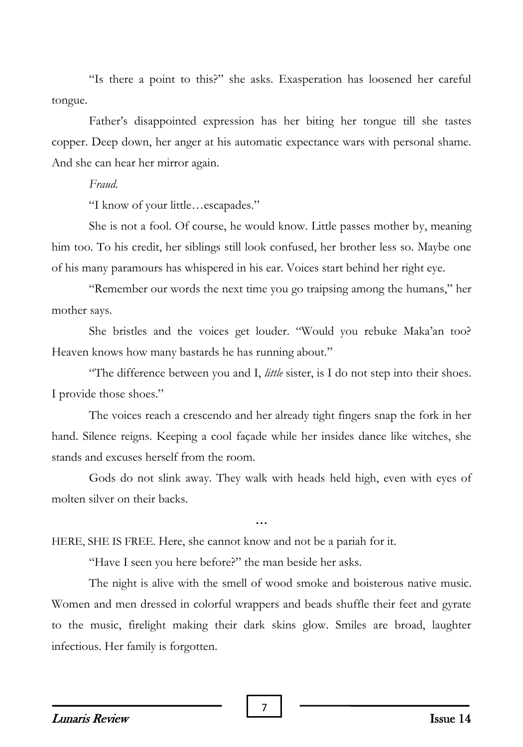"Is there a point to this?" she asks. Exasperation has loosened her careful tongue.

Father's disappointed expression has her biting her tongue till she tastes copper. Deep down, her anger at his automatic expectance wars with personal shame. And she can hear her mirror again.

*Fraud.*

"I know of your little…escapades."

She is not a fool. Of course, he would know. Little passes mother by, meaning him too. To his credit, her siblings still look confused, her brother less so. Maybe one of his many paramours has whispered in his ear. Voices start behind her right eye.

"Remember our words the next time you go traipsing among the humans," her mother says.

She bristles and the voices get louder. "Would you rebuke Maka'an too? Heaven knows how many bastards he has running about."

"The difference between you and I, *little* sister, is I do not step into their shoes. I provide those shoes."

The voices reach a crescendo and her already tight fingers snap the fork in her hand. Silence reigns. Keeping a cool façade while her insides dance like witches, she stands and excuses herself from the room.

Gods do not slink away. They walk with heads held high, even with eyes of molten silver on their backs.

…

HERE, SHE IS FREE. Here, she cannot know and not be a pariah for it.

"Have I seen you here before?" the man beside her asks.

The night is alive with the smell of wood smoke and boisterous native music. Women and men dressed in colorful wrappers and beads shuffle their feet and gyrate to the music, firelight making their dark skins glow. Smiles are broad, laughter infectious. Her family is forgotten.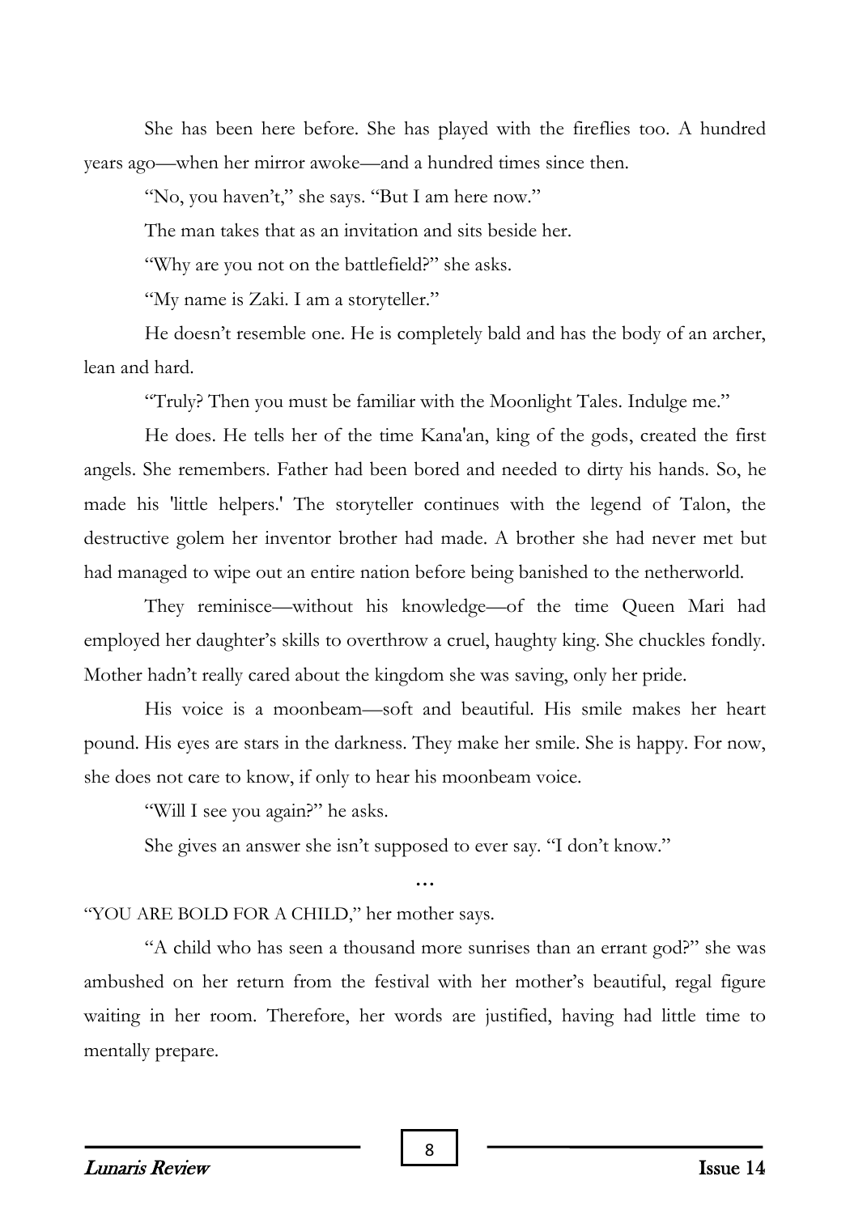She has been here before. She has played with the fireflies too. A hundred years ago—when her mirror awoke—and a hundred times since then.

"No, you haven't," she says. "But I am here now."

The man takes that as an invitation and sits beside her.

"Why are you not on the battlefield?" she asks.

"My name is Zaki. I am a storyteller."

He doesn't resemble one. He is completely bald and has the body of an archer, lean and hard.

"Truly? Then you must be familiar with the Moonlight Tales. Indulge me."

He does. He tells her of the time Kana'an, king of the gods, created the first angels. She remembers. Father had been bored and needed to dirty his hands. So, he made his 'little helpers.' The storyteller continues with the legend of Talon, the destructive golem her inventor brother had made. A brother she had never met but had managed to wipe out an entire nation before being banished to the netherworld.

They reminisce—without his knowledge—of the time Queen Mari had employed her daughter's skills to overthrow a cruel, haughty king. She chuckles fondly. Mother hadn't really cared about the kingdom she was saving, only her pride.

His voice is a moonbeam—soft and beautiful. His smile makes her heart pound. His eyes are stars in the darkness. They make her smile. She is happy. For now, she does not care to know, if only to hear his moonbeam voice.

"Will I see you again?" he asks.

She gives an answer she isn't supposed to ever say. "I don't know."

…

"YOU ARE BOLD FOR A CHILD," her mother says.

"A child who has seen a thousand more sunrises than an errant god?" she was ambushed on her return from the festival with her mother's beautiful, regal figure waiting in her room. Therefore, her words are justified, having had little time to mentally prepare.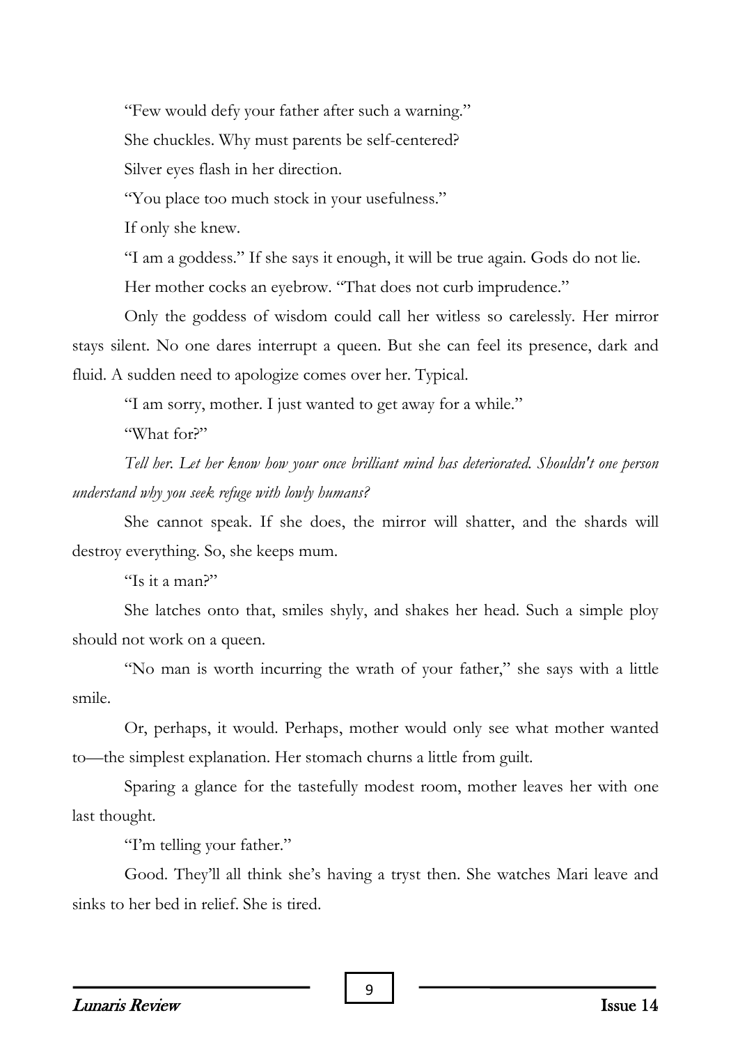"Few would defy your father after such a warning."

She chuckles. Why must parents be self-centered?

Silver eyes flash in her direction.

"You place too much stock in your usefulness."

If only she knew.

"I am a goddess." If she says it enough, it will be true again. Gods do not lie.

Her mother cocks an eyebrow. "That does not curb imprudence."

Only the goddess of wisdom could call her witless so carelessly. Her mirror stays silent. No one dares interrupt a queen. But she can feel its presence, dark and fluid. A sudden need to apologize comes over her. Typical.

"I am sorry, mother. I just wanted to get away for a while."

"What for?"

*Tell her. Let her know how your once brilliant mind has deteriorated. Shouldn't one person understand why you seek refuge with lowly humans?*

She cannot speak. If she does, the mirror will shatter, and the shards will destroy everything. So, she keeps mum.

"Is it a man?"

She latches onto that, smiles shyly, and shakes her head. Such a simple ploy should not work on a queen.

"No man is worth incurring the wrath of your father," she says with a little smile.

Or, perhaps, it would. Perhaps, mother would only see what mother wanted to—the simplest explanation. Her stomach churns a little from guilt.

Sparing a glance for the tastefully modest room, mother leaves her with one last thought.

"I'm telling your father."

Good. They'll all think she's having a tryst then. She watches Mari leave and sinks to her bed in relief. She is tired.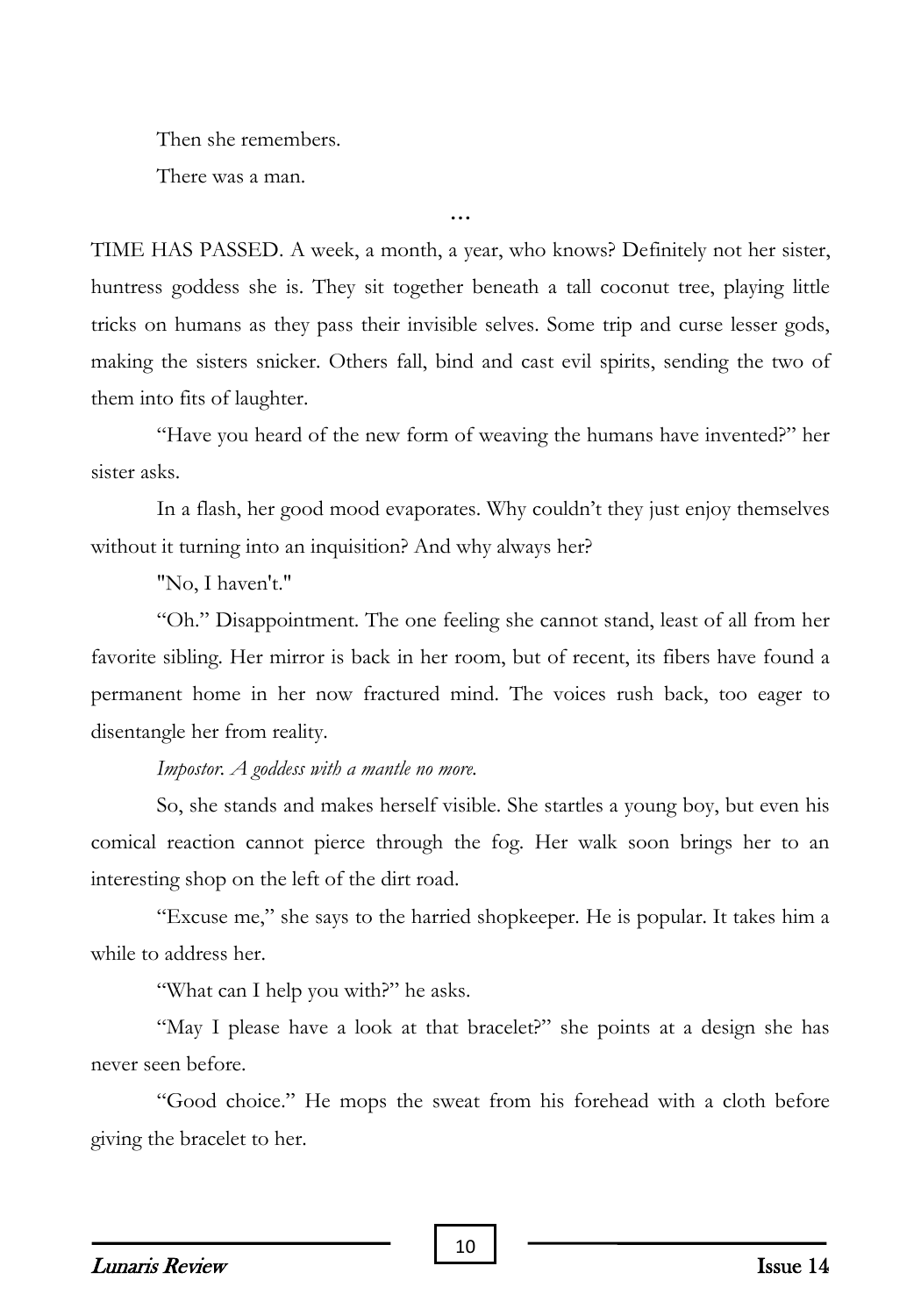Then she remembers.

There was a man.

…

TIME HAS PASSED. A week, a month, a year, who knows? Definitely not her sister, huntress goddess she is. They sit together beneath a tall coconut tree, playing little tricks on humans as they pass their invisible selves. Some trip and curse lesser gods, making the sisters snicker. Others fall, bind and cast evil spirits, sending the two of them into fits of laughter.

"Have you heard of the new form of weaving the humans have invented?" her sister asks.

In a flash, her good mood evaporates. Why couldn't they just enjoy themselves without it turning into an inquisition? And why always her?

"No, I haven't."

"Oh." Disappointment. The one feeling she cannot stand, least of all from her favorite sibling. Her mirror is back in her room, but of recent, its fibers have found a permanent home in her now fractured mind. The voices rush back, too eager to disentangle her from reality.

*Impostor. A goddess with a mantle no more.*

So, she stands and makes herself visible. She startles a young boy, but even his comical reaction cannot pierce through the fog. Her walk soon brings her to an interesting shop on the left of the dirt road.

"Excuse me," she says to the harried shopkeeper. He is popular. It takes him a while to address her.

"What can I help you with?" he asks.

"May I please have a look at that bracelet?" she points at a design she has never seen before.

"Good choice." He mops the sweat from his forehead with a cloth before giving the bracelet to her.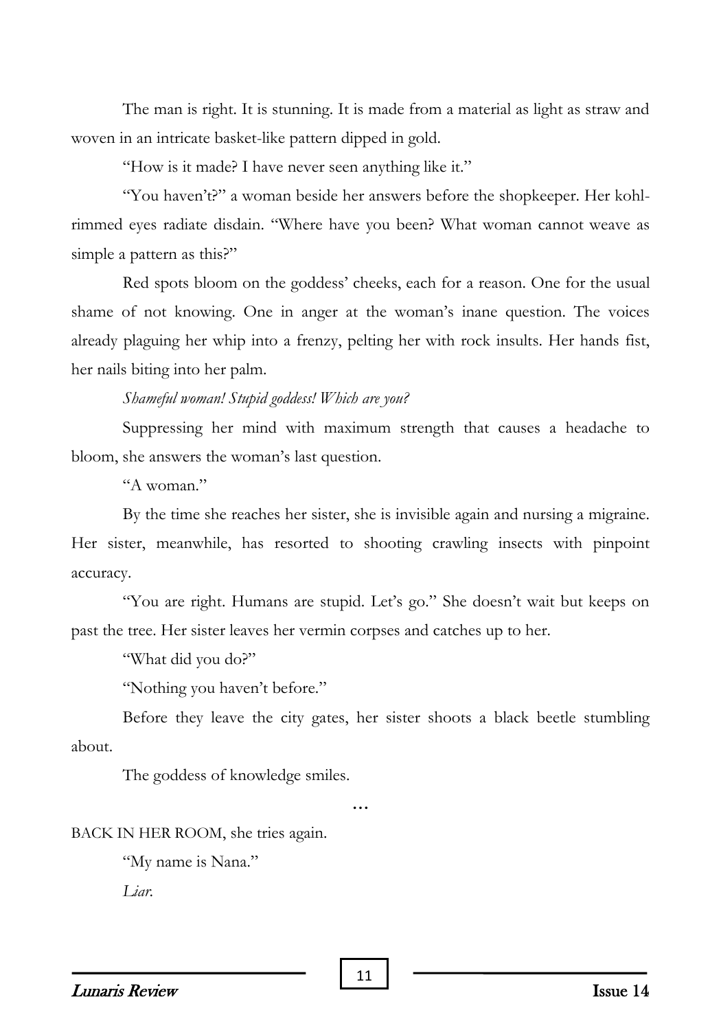The man is right. It is stunning. It is made from a material as light as straw and woven in an intricate basket-like pattern dipped in gold.

"How is it made? I have never seen anything like it."

"You haven't?" a woman beside her answers before the shopkeeper. Her kohl-rimmed eyes radiate disdain. "Where have you been? What woman cannot weave as simple a pattern as this?"

Red spots bloom on the goddess' cheeks, each for a reason. One for the usual shame of not knowing. One in anger at the woman's inane question. The voices already plaguing her whip into a frenzy, pelting her with rock insults. Her hands fist, her nails biting into her palm.

*Shameful woman! Stupid goddess! Which are you?*

Suppressing her mind with maximum strength that causes a headache to bloom, she answers the woman's last question.

"A woman."

By the time she reaches her sister, she is invisible again and nursing a migraine. Her sister, meanwhile, has resorted to shooting crawling insects with pinpoint accuracy.

"You are right. Humans are stupid. Let's go." She doesn't wait but keeps on past the tree. Her sister leaves her vermin corpses and catches up to her.

"What did you do?"

"Nothing you haven't before."

Before they leave the city gates, her sister shoots a black beetle stumbling about.

The goddess of knowledge smiles.

…

BACK IN HER ROOM, she tries again.

"My name is Nana."

*Liar.*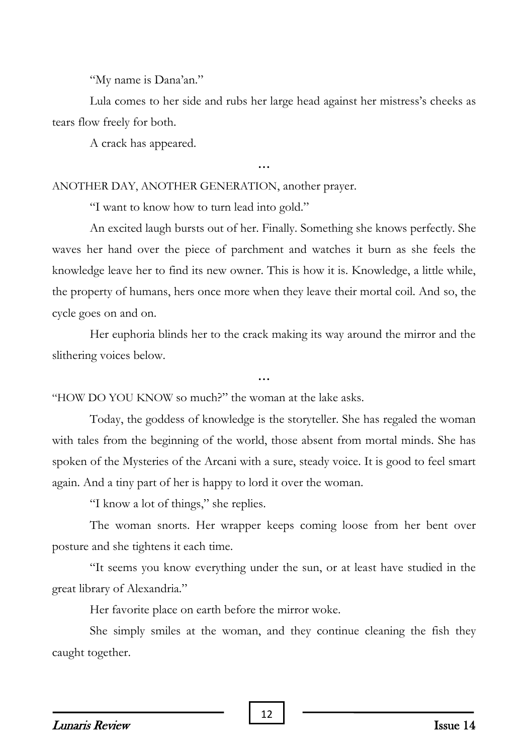"My name is Dana'an."

Lula comes to her side and rubs her large head against her mistress's cheeks as tears flow freely for both.

A crack has appeared.

…

ANOTHER DAY, ANOTHER GENERATION, another prayer.

"I want to know how to turn lead into gold."

An excited laugh bursts out of her. Finally. Something she knows perfectly. She waves her hand over the piece of parchment and watches it burn as she feels the knowledge leave her to find its new owner. This is how it is. Knowledge, a little while, the property of humans, hers once more when they leave their mortal coil. And so, the cycle goes on and on.

Her euphoria blinds her to the crack making its way around the mirror and the slithering voices below.

…

"HOW DO YOU KNOW so much?" the woman at the lake asks.

Today, the goddess of knowledge is the storyteller. She has regaled the woman with tales from the beginning of the world, those absent from mortal minds. She has spoken of the Mysteries of the Arcani with a sure, steady voice. It is good to feel smart again. And a tiny part of her is happy to lord it over the woman.

"I know a lot of things," she replies.

The woman snorts. Her wrapper keeps coming loose from her bent over posture and she tightens it each time.

"It seems you know everything under the sun, or at least have studied in the great library of Alexandria."

Her favorite place on earth before the mirror woke.

She simply smiles at the woman, and they continue cleaning the fish they caught together.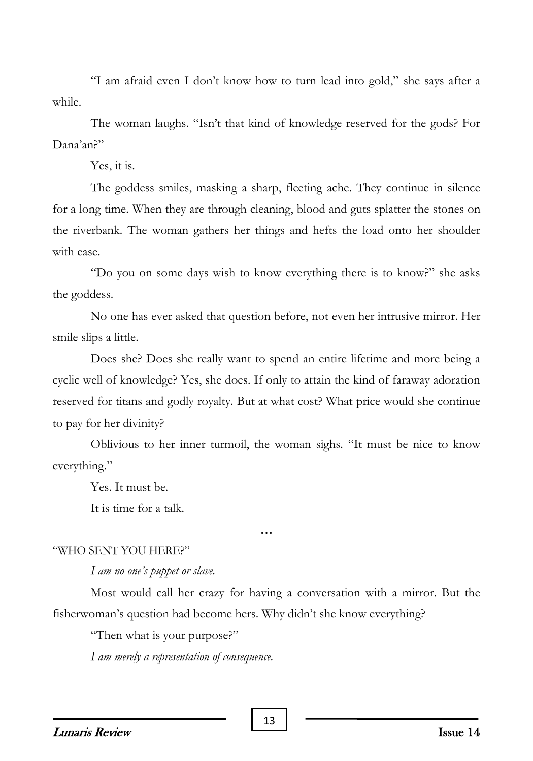"I am afraid even I don't know how to turn lead into gold," she says after a while.

The woman laughs. "Isn't that kind of knowledge reserved for the gods? For Dana'an?"

Yes, it is.

The goddess smiles, masking a sharp, fleeting ache. They continue in silence for a long time. When they are through cleaning, blood and guts splatter the stones on the riverbank. The woman gathers her things and hefts the load onto her shoulder with ease.

"Do you on some days wish to know everything there is to know?" she asks the goddess.

No one has ever asked that question before, not even her intrusive mirror. Her smile slips a little.

Does she? Does she really want to spend an entire lifetime and more being a cyclic well of knowledge? Yes, she does. If only to attain the kind of faraway adoration reserved for titans and godly royalty. But at what cost? What price would she continue to pay for her divinity?

Oblivious to her inner turmoil, the woman sighs. "It must be nice to know everything."

Yes. It must be.

It is time for a talk.

…

"WHO SENT YOU HERE?"

*I am no one's puppet or slave.*

Most would call her crazy for having a conversation with a mirror. But the fisherwoman's question had become hers. Why didn't she know everything?

"Then what is your purpose?"

*I am merely a representation of consequence.*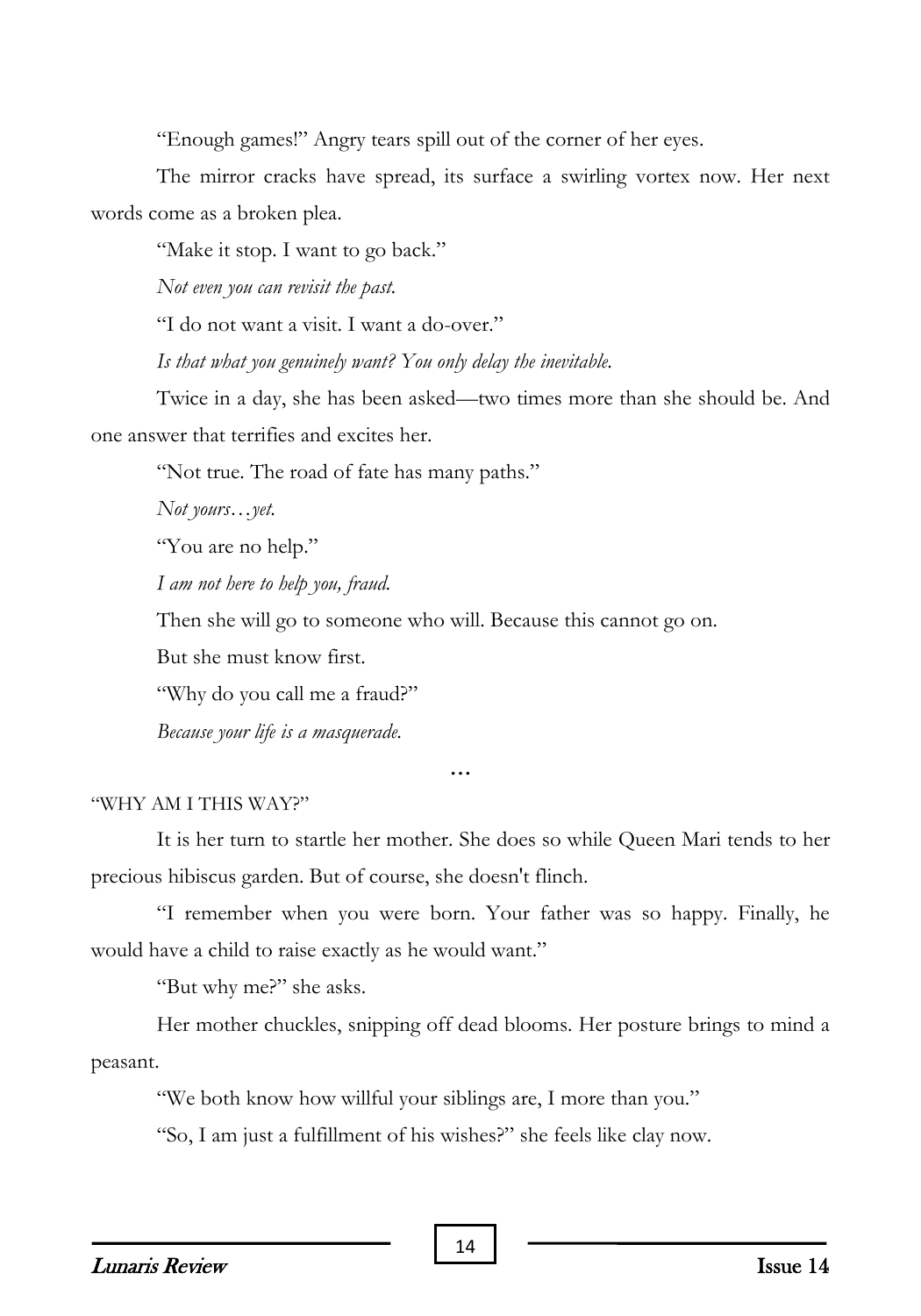"Enough games!" Angry tears spill out of the corner of her eyes.

The mirror cracks have spread, its surface a swirling vortex now. Her next words come as a broken plea.

"Make it stop. I want to go back."

*Not even you can revisit the past.*

"I do not want a visit. I want a do-over."

*Is that what you genuinely want? You only delay the inevitable.*

Twice in a day, she has been asked—two times more than she should be. And one answer that terrifies and excites her.

"Not true. The road of fate has many paths."

*Not yours…yet.*

"You are no help."

*I am not here to help you, fraud.*

Then she will go to someone who will. Because this cannot go on.

But she must know first.

"Why do you call me a fraud?"

*Because your life is a masquerade.*

…

"WHY AM I THIS WAY?"

It is her turn to startle her mother. She does so while Queen Mari tends to her precious hibiscus garden. But of course, she doesn't flinch.

"I remember when you were born. Your father was so happy. Finally, he would have a child to raise exactly as he would want."

"But why me?" she asks.

Her mother chuckles, snipping off dead blooms. Her posture brings to mind a peasant.

"We both know how willful your siblings are, I more than you."

"So, I am just a fulfillment of his wishes?" she feels like clay now.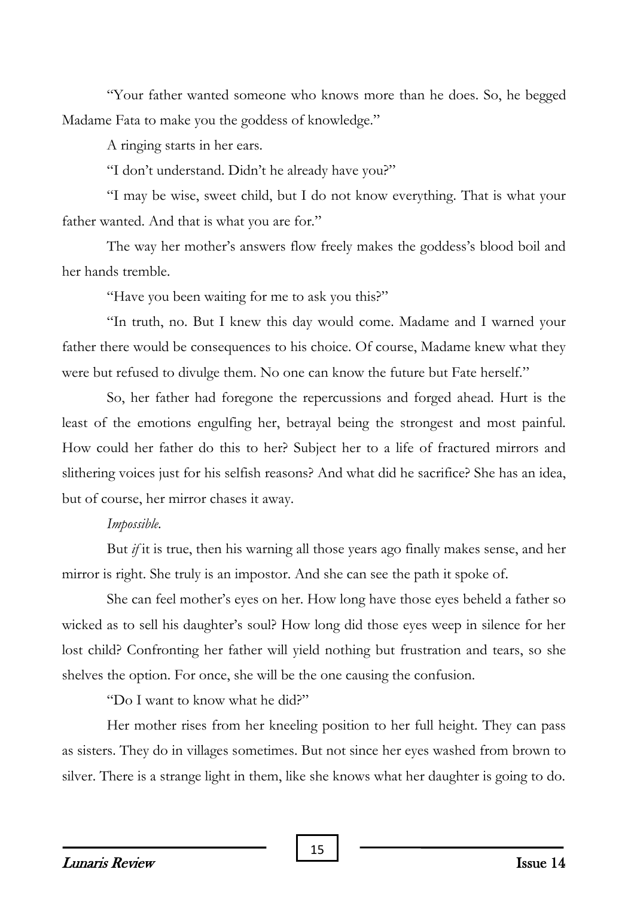"Your father wanted someone who knows more than he does. So, he begged Madame Fata to make you the goddess of knowledge."

A ringing starts in her ears.

"I don't understand. Didn't he already have you?"

"I may be wise, sweet child, but I do not know everything. That is what your father wanted. And that is what you are for."

The way her mother's answers flow freely makes the goddess's blood boil and her hands tremble.

"Have you been waiting for me to ask you this?"

"In truth, no. But I knew this day would come. Madame and I warned your father there would be consequences to his choice. Of course, Madame knew what they were but refused to divulge them. No one can know the future but Fate herself."

So, her father had foregone the repercussions and forged ahead. Hurt is the least of the emotions engulfing her, betrayal being the strongest and most painful. How could her father do this to her? Subject her to a life of fractured mirrors and slithering voices just for his selfish reasons? And what did he sacrifice? She has an idea, but of course, her mirror chases it away.

*Impossible.*

But *if* it is true, then his warning all those years ago finally makes sense, and her mirror is right. She truly is an impostor. And she can see the path it spoke of.

She can feel mother's eyes on her. How long have those eyes beheld a father so wicked as to sell his daughter's soul? How long did those eyes weep in silence for her lost child? Confronting her father will yield nothing but frustration and tears, so she shelves the option. For once, she will be the one causing the confusion.

"Do I want to know what he did?"

Her mother rises from her kneeling position to her full height. They can pass as sisters. They do in villages sometimes. But not since her eyes washed from brown to silver. There is a strange light in them, like she knows what her daughter is going to do.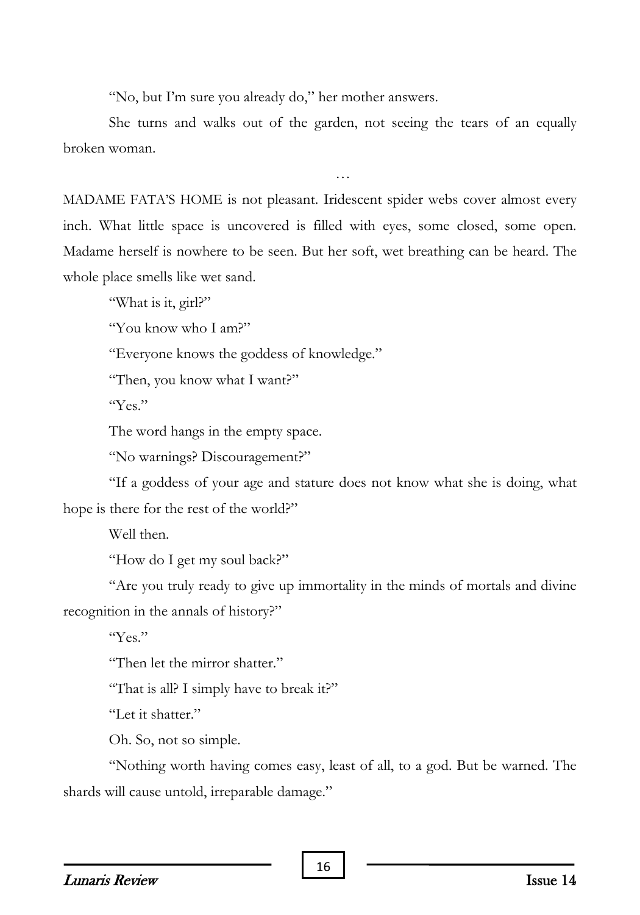"No, but I'm sure you already do," her mother answers.

She turns and walks out of the garden, not seeing the tears of an equally broken woman.

…

MADAME FATA'S HOME is not pleasant. Iridescent spider webs cover almost every inch. What little space is uncovered is filled with eyes, some closed, some open. Madame herself is nowhere to be seen. But her soft, wet breathing can be heard. The whole place smells like wet sand.

"What is it, girl?"

"You know who I am?"

"Everyone knows the goddess of knowledge."

"Then, you know what I want?"

"Yes."

The word hangs in the empty space.

"No warnings? Discouragement?"

"If a goddess of your age and stature does not know what she is doing, what hope is there for the rest of the world?"

Well then.

"How do I get my soul back?"

"Are you truly ready to give up immortality in the minds of mortals and divine recognition in the annals of history?"

"Yes."

"Then let the mirror shatter."

"That is all? I simply have to break it?"

"Let it shatter."

Oh. So, not so simple.

"Nothing worth having comes easy, least of all, to a god. But be warned. The shards will cause untold, irreparable damage."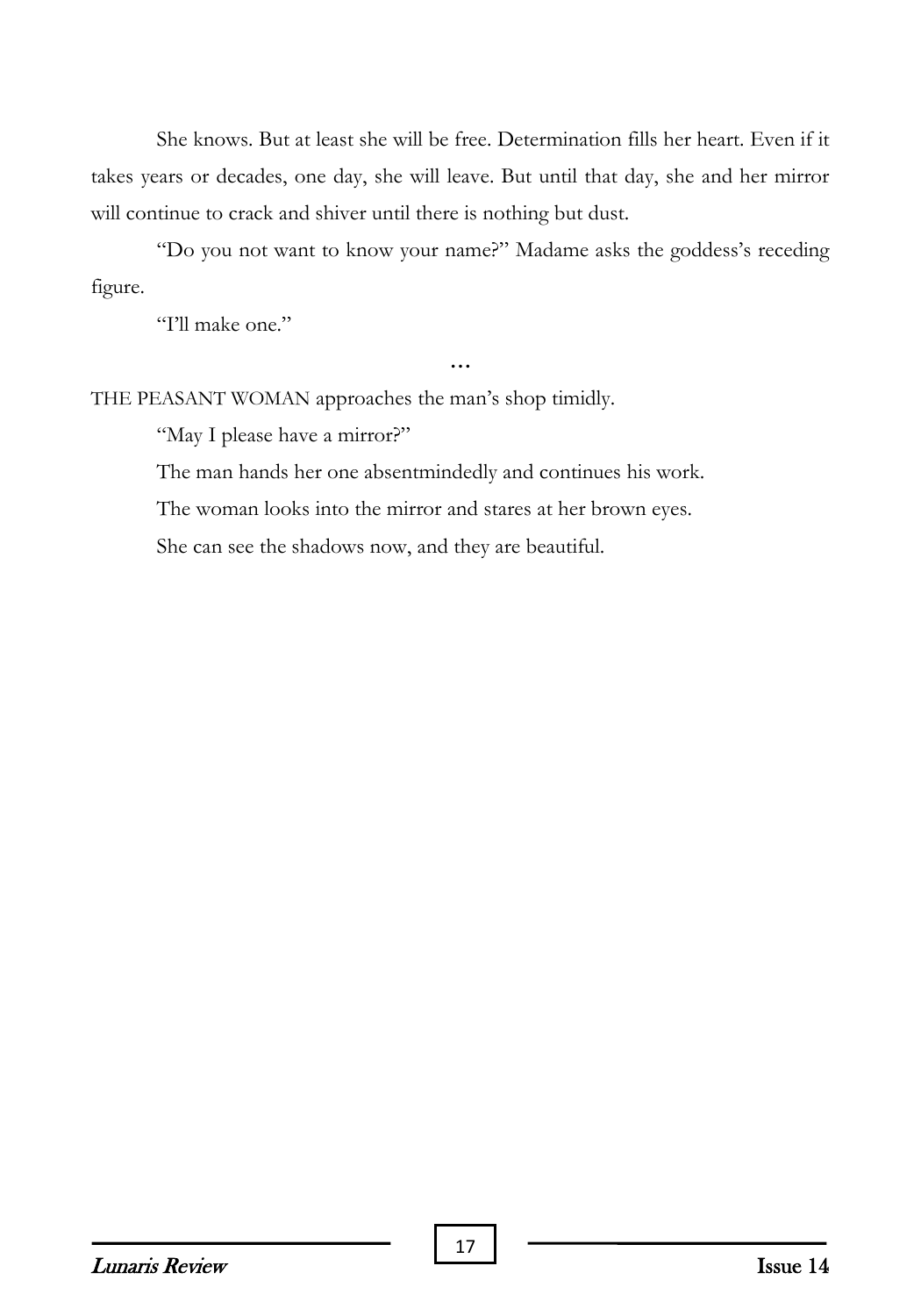She knows. But at least she will be free. Determination fills her heart. Even if it takes years or decades, one day, she will leave. But until that day, she and her mirror will continue to crack and shiver until there is nothing but dust.

"Do you not want to know your name?" Madame asks the goddess's receding figure.

"I'll make one."

…

THE PEASANT WOMAN approaches the man's shop timidly.

"May I please have a mirror?"

The man hands her one absentmindedly and continues his work.

The woman looks into the mirror and stares at her brown eyes.

She can see the shadows now, and they are beautiful.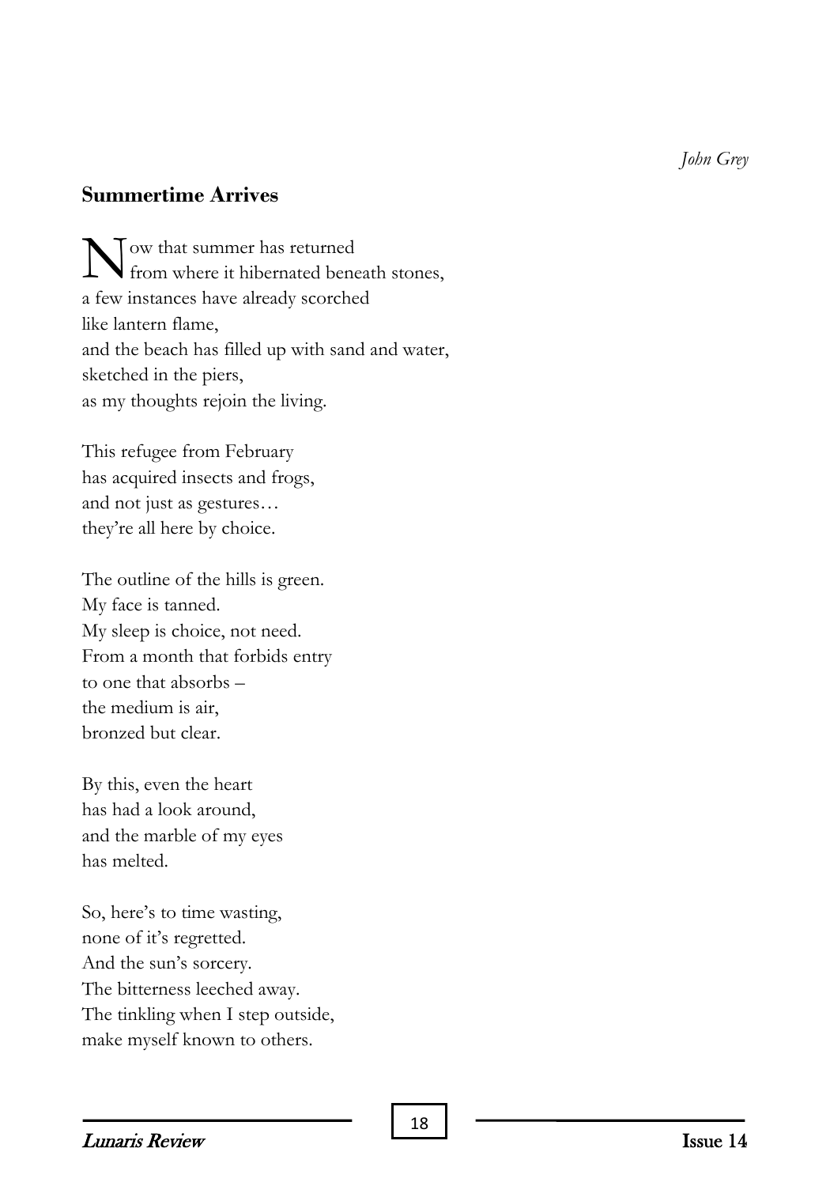*John Grey*

## Summertime Arrives

Now that summer has returned
from where it hibernated beneath stones,
a few instances have already scorched
like lantern flame,
and the beach has filled up with sand and water,
sketched in the piers,
as my thoughts rejoin the living.

This refugee from February
has acquired insects and frogs,
and not just as gestures…
they're all here by choice.

The outline of the hills is green.
My face is tanned.
My sleep is choice, not need.
From a month that forbids entry
to one that absorbs –
the medium is air,
bronzed but clear.

By this, even the heart
has had a look around,
and the marble of my eyes
has melted.

So, here's to time wasting,
none of it's regretted.
And the sun's sorcery.
The bitterness leeched away.
The tinkling when I step outside,
make myself known to others.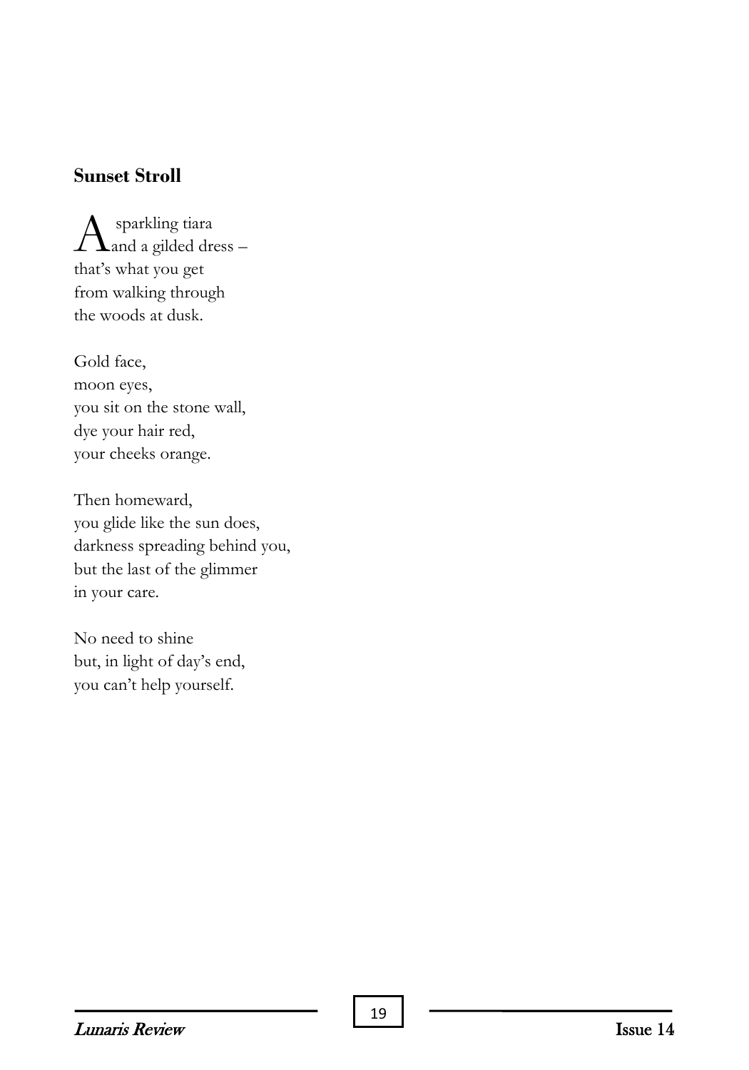## Sunset Stroll

A sparkling tiara  
and a gilded dress –  
that's what you get  
from walking through  
the woods at dusk.

Gold face,  
moon eyes,  
you sit on the stone wall,  
dye your hair red,  
your cheeks orange.

Then homeward,  
you glide like the sun does,  
darkness spreading behind you,  
but the last of the glimmer  
in your care.

No need to shine  
but, in light of day's end,  
you can't help yourself.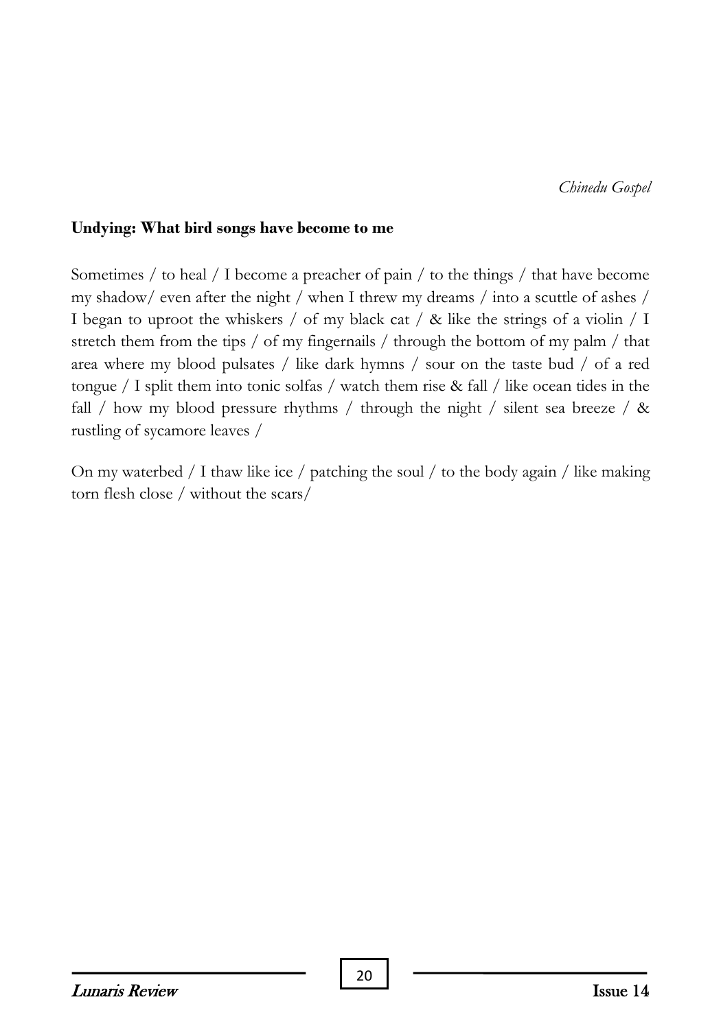*Chinedu Gospel*

**Undying: What bird songs have become to me**

Sometimes / to heal / I become a preacher of pain / to the things / that have become my shadow/ even after the night / when I threw my dreams / into a scuttle of ashes / I began to uproot the whiskers / of my black cat / & like the strings of a violin / I stretch them from the tips / of my fingernails / through the bottom of my palm / that area where my blood pulsates / like dark hymns / sour on the taste bud / of a red tongue / I split them into tonic solfas / watch them rise & fall / like ocean tides in the fall / how my blood pressure rhythms / through the night / silent sea breeze / & rustling of sycamore leaves /

On my waterbed / I thaw like ice / patching the soul / to the body again / like making torn flesh close / without the scars/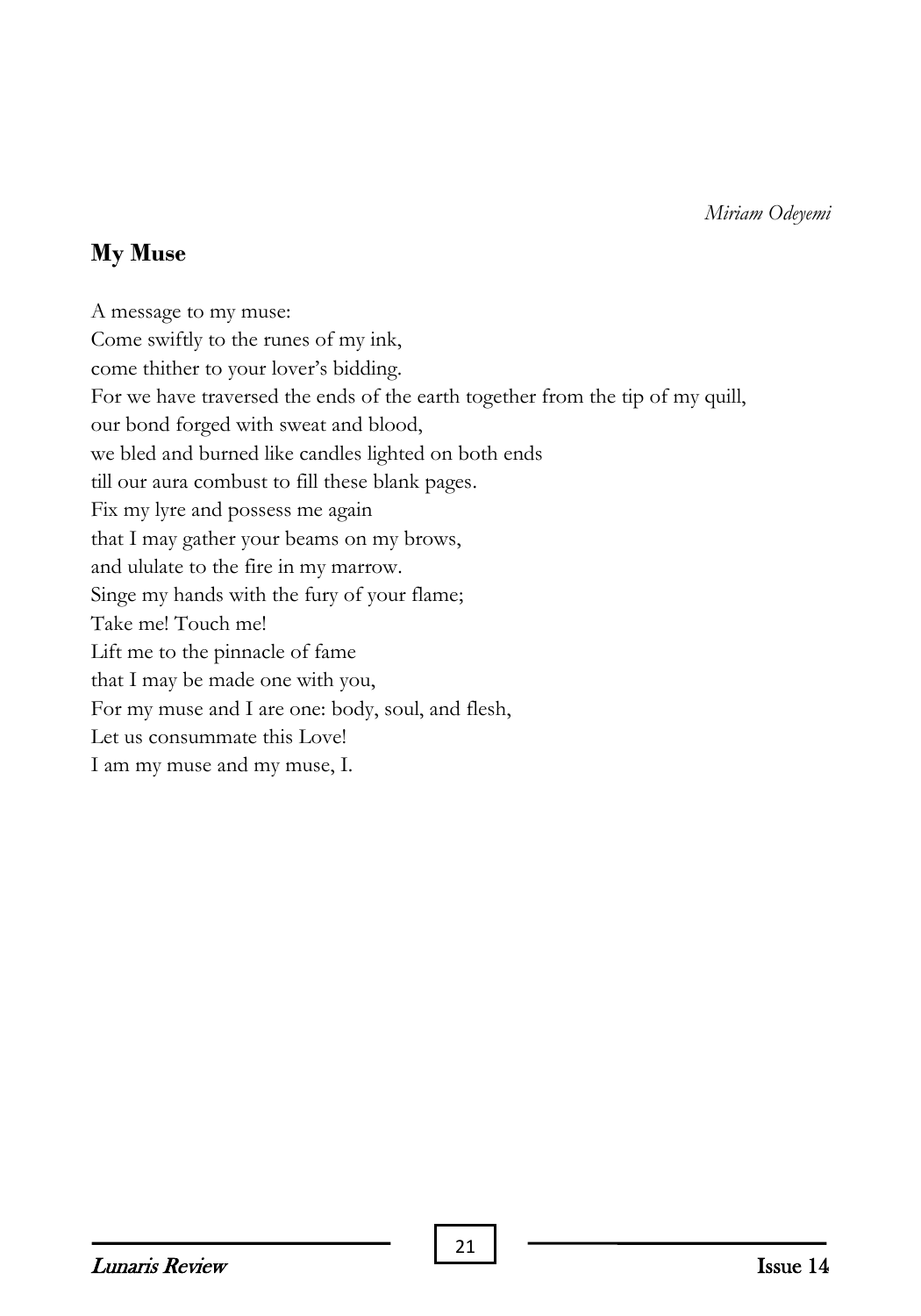*Miriam Odeyemi*

## My Muse

A message to my muse:  
Come swiftly to the runes of my ink,  
come thither to your lover's bidding.  
For we have traversed the ends of the earth together from the tip of my quill,  
our bond forged with sweat and blood,  
we bled and burned like candles lighted on both ends  
till our aura combust to fill these blank pages.  
Fix my lyre and possess me again  
that I may gather your beams on my brows,  
and ululate to the fire in my marrow.  
Singe my hands with the fury of your flame;  
Take me! Touch me!  
Lift me to the pinnacle of fame  
that I may be made one with you,  
For my muse and I are one: body, soul, and flesh,  
Let us consummate this Love!  
I am my muse and my muse, I.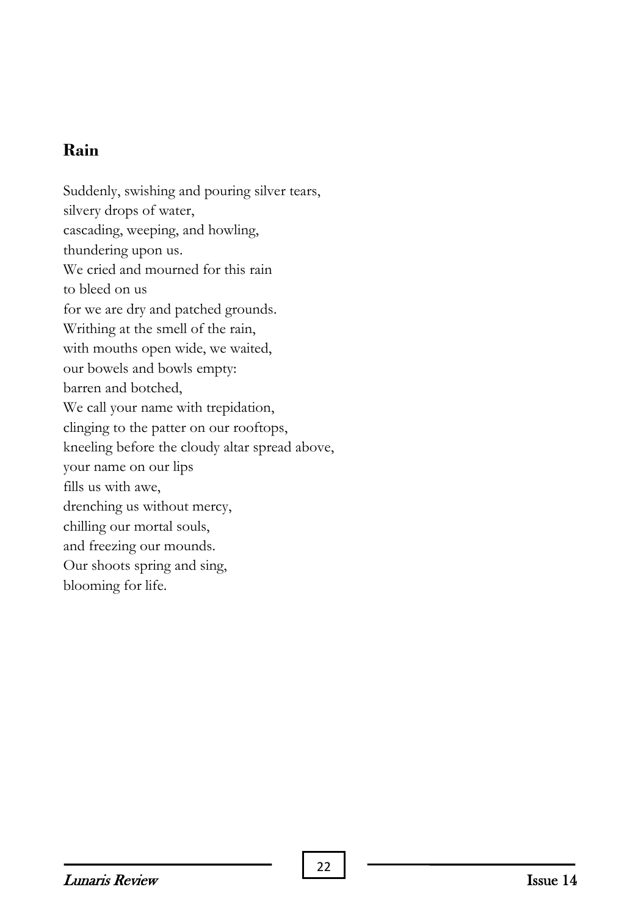## Rain

Suddenly, swishing and pouring silver tears,  
silvery drops of water,  
cascading, weeping, and howling,  
thundering upon us.  
We cried and mourned for this rain  
to bleed on us  
for we are dry and patched grounds.  
Writhing at the smell of the rain,  
with mouths open wide, we waited,  
our bowels and bowls empty:  
barren and botched,  
We call your name with trepidation,  
clinging to the patter on our rooftops,  
kneeling before the cloudy altar spread above,  
your name on our lips  
fills us with awe,  
drenching us without mercy,  
chilling our mortal souls,  
and freezing our mounds.  
Our shoots spring and sing,  
blooming for life.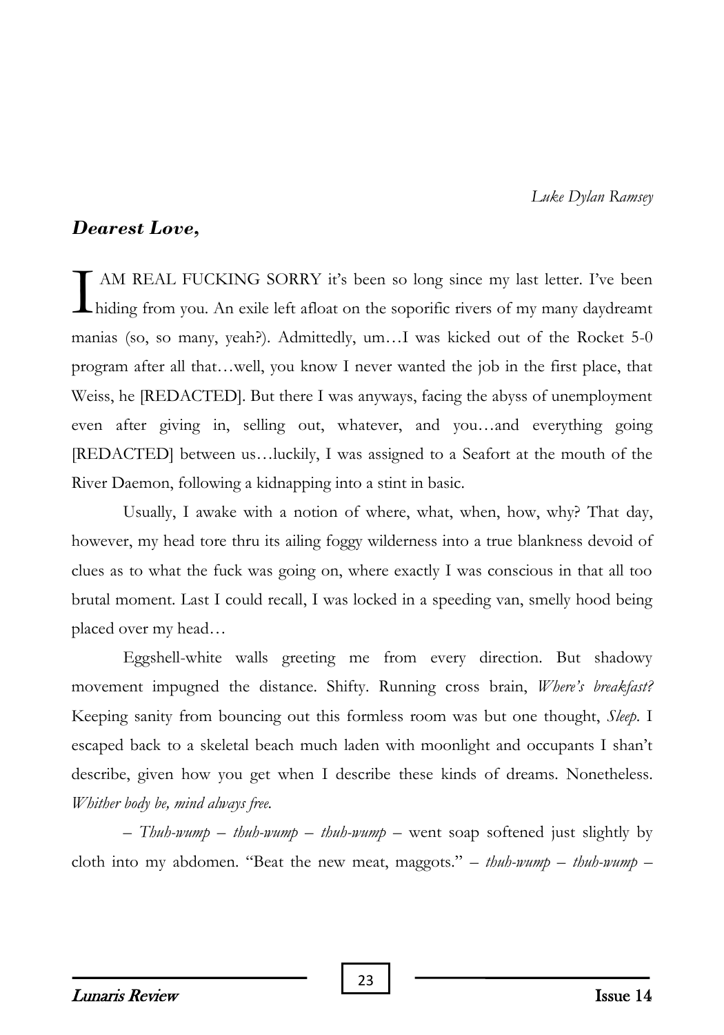*Luke Dylan Ramsey*

## ***Dearest Love,***

I AM REAL FUCKING SORRY it's been so long since my last letter. I've been hiding from you. An exile left afloat on the soporific rivers of my many daydreamt manias (so, so many, yeah?). Admittedly, um…I was kicked out of the Rocket 5-0 program after all that…well, you know I never wanted the job in the first place, that Weiss, he [REDACTED]. But there I was anyways, facing the abyss of unemployment even after giving in, selling out, whatever, and you…and everything going [REDACTED] between us…luckily, I was assigned to a Seafort at the mouth of the River Daemon, following a kidnapping into a stint in basic.

Usually, I awake with a notion of where, what, when, how, why? That day, however, my head tore thru its ailing foggy wilderness into a true blankness devoid of clues as to what the fuck was going on, where exactly I was conscious in that all too brutal moment. Last I could recall, I was locked in a speeding van, smelly hood being placed over my head…

Eggshell-white walls greeting me from every direction. But shadowy movement impugned the distance. Shifty. Running cross brain, *Where's breakfast?* Keeping sanity from bouncing out this formless room was but one thought, *Sleep*. I escaped back to a skeletal beach much laden with moonlight and occupants I shan't describe, given how you get when I describe these kinds of dreams. Nonetheless. *Whither body be, mind always free.*

– *Thuh-wump – thuh-wump – thuh-wump* – went soap softened just slightly by cloth into my abdomen. "Beat the new meat, maggots." – *thuh-wump – thuh-wump* –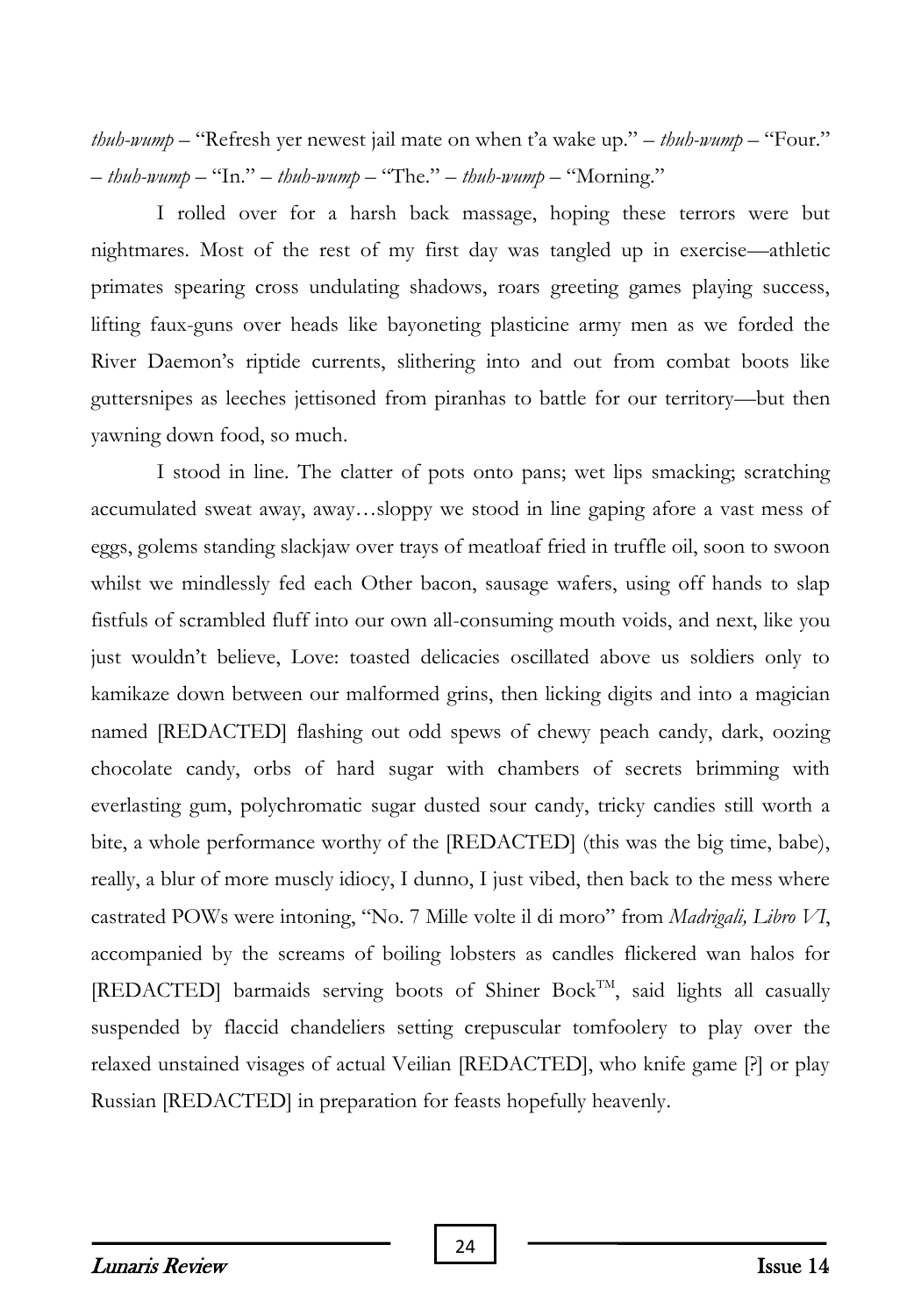*thuh-wump* – "Refresh yer newest jail mate on when t'a wake up." – *thuh-wump* – "Four." – *thuh-wump* – "In." – *thuh-wump* – "The." – *thuh-wump* – "Morning."

I rolled over for a harsh back massage, hoping these terrors were but nightmares. Most of the rest of my first day was tangled up in exercise—athletic primates spearing cross undulating shadows, roars greeting games playing success, lifting faux-guns over heads like bayoneting plasticine army men as we forded the River Daemon's riptide currents, slithering into and out from combat boots like guttersnipes as leeches jettisoned from piranhas to battle for our territory—but then yawning down food, so much.

I stood in line. The clatter of pots onto pans; wet lips smacking; scratching accumulated sweat away, away…sloppy we stood in line gaping afore a vast mess of eggs, golems standing slackjaw over trays of meatloaf fried in truffle oil, soon to swoon whilst we mindlessly fed each Other bacon, sausage wafers, using off hands to slap fistfuls of scrambled fluff into our own all-consuming mouth voids, and next, like you just wouldn't believe, Love: toasted delicacies oscillated above us soldiers only to kamikaze down between our malformed grins, then licking digits and into a magician named [REDACTED] flashing out odd spews of chewy peach candy, dark, oozing chocolate candy, orbs of hard sugar with chambers of secrets brimming with everlasting gum, polychromatic sugar dusted sour candy, tricky candies still worth a bite, a whole performance worthy of the [REDACTED] (this was the big time, babe), really, a blur of more muscly idiocy, I dunno, I just vibed, then back to the mess where castrated POWs were intoning, "No. 7 Mille volte il di moro" from *Madrigali, Libro VI*, accompanied by the screams of boiling lobsters as candles flickered wan halos for [REDACTED] barmaids serving boots of Shiner Bock™, said lights all casually suspended by flaccid chandeliers setting crepuscular tomfoolery to play over the relaxed unstained visages of actual Veilian [REDACTED], who knife game [?] or play Russian [REDACTED] in preparation for feasts hopefully heavenly.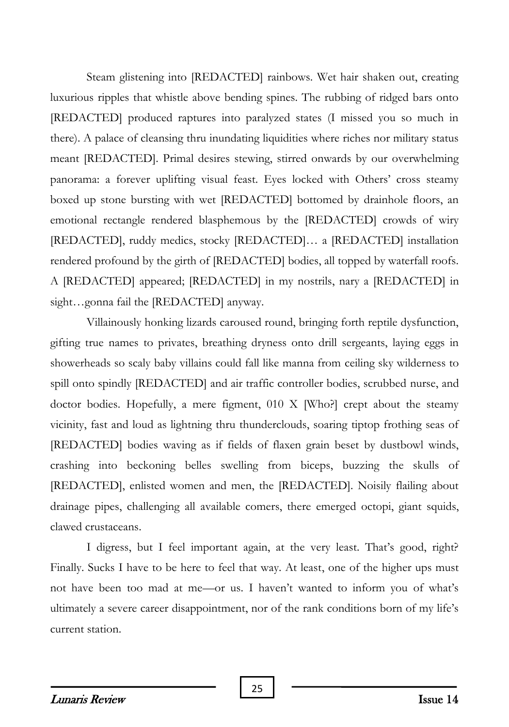Steam glistening into [REDACTED] rainbows. Wet hair shaken out, creating luxurious ripples that whistle above bending spines. The rubbing of ridged bars onto [REDACTED] produced raptures into paralyzed states (I missed you so much in there). A palace of cleansing thru inundating liquidities where riches nor military status meant [REDACTED]. Primal desires stewing, stirred onwards by our overwhelming panorama: a forever uplifting visual feast. Eyes locked with Others' cross steamy boxed up stone bursting with wet [REDACTED] bottomed by drainhole floors, an emotional rectangle rendered blasphemous by the [REDACTED] crowds of wiry [REDACTED], ruddy medics, stocky [REDACTED]… a [REDACTED] installation rendered profound by the girth of [REDACTED] bodies, all topped by waterfall roofs. A [REDACTED] appeared; [REDACTED] in my nostrils, nary a [REDACTED] in sight…gonna fail the [REDACTED] anyway.

Villainously honking lizards caroused round, bringing forth reptile dysfunction, gifting true names to privates, breathing dryness onto drill sergeants, laying eggs in showerheads so scaly baby villains could fall like manna from ceiling sky wilderness to spill onto spindly [REDACTED] and air traffic controller bodies, scrubbed nurse, and doctor bodies. Hopefully, a mere figment, 010 X [Who?] crept about the steamy vicinity, fast and loud as lightning thru thunderclouds, soaring tiptop frothing seas of [REDACTED] bodies waving as if fields of flaxen grain beset by dustbowl winds, crashing into beckoning belles swelling from biceps, buzzing the skulls of [REDACTED], enlisted women and men, the [REDACTED]. Noisily flailing about drainage pipes, challenging all available comers, there emerged octopi, giant squids, clawed crustaceans.

I digress, but I feel important again, at the very least. That's good, right? Finally. Sucks I have to be here to feel that way. At least, one of the higher ups must not have been too mad at me—or us. I haven't wanted to inform you of what's ultimately a severe career disappointment, nor of the rank conditions born of my life's current station.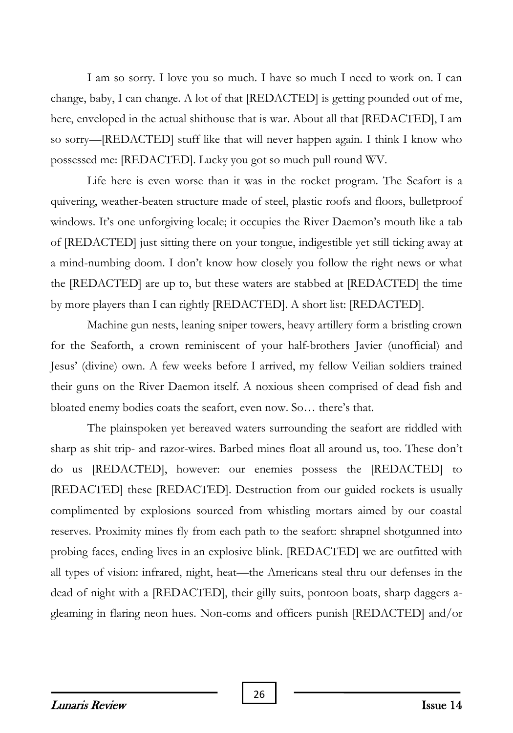I am so sorry. I love you so much. I have so much I need to work on. I can change, baby, I can change. A lot of that [REDACTED] is getting pounded out of me, here, enveloped in the actual shithouse that is war. About all that [REDACTED], I am so sorry—[REDACTED] stuff like that will never happen again. I think I know who possessed me: [REDACTED]. Lucky you got so much pull round WV.

Life here is even worse than it was in the rocket program. The Seafort is a quivering, weather-beaten structure made of steel, plastic roofs and floors, bulletproof windows. It's one unforgiving locale; it occupies the River Daemon's mouth like a tab of [REDACTED] just sitting there on your tongue, indigestible yet still ticking away at a mind-numbing doom. I don't know how closely you follow the right news or what the [REDACTED] are up to, but these waters are stabbed at [REDACTED] the time by more players than I can rightly [REDACTED]. A short list: [REDACTED].

Machine gun nests, leaning sniper towers, heavy artillery form a bristling crown for the Seaforth, a crown reminiscent of your half-brothers Javier (unofficial) and Jesus' (divine) own. A few weeks before I arrived, my fellow Veilian soldiers trained their guns on the River Daemon itself. A noxious sheen comprised of dead fish and bloated enemy bodies coats the seafort, even now. So… there's that.

The plainspoken yet bereaved waters surrounding the seafort are riddled with sharp as shit trip- and razor-wires. Barbed mines float all around us, too. These don't do us [REDACTED], however: our enemies possess the [REDACTED] to [REDACTED] these [REDACTED]. Destruction from our guided rockets is usually complimented by explosions sourced from whistling mortars aimed by our coastal reserves. Proximity mines fly from each path to the seafort: shrapnel shotgunned into probing faces, ending lives in an explosive blink. [REDACTED] we are outfitted with all types of vision: infrared, night, heat—the Americans steal thru our defenses in the dead of night with a [REDACTED], their gilly suits, pontoon boats, sharp daggers a-gleaming in flaring neon hues. Non-coms and officers punish [REDACTED] and/or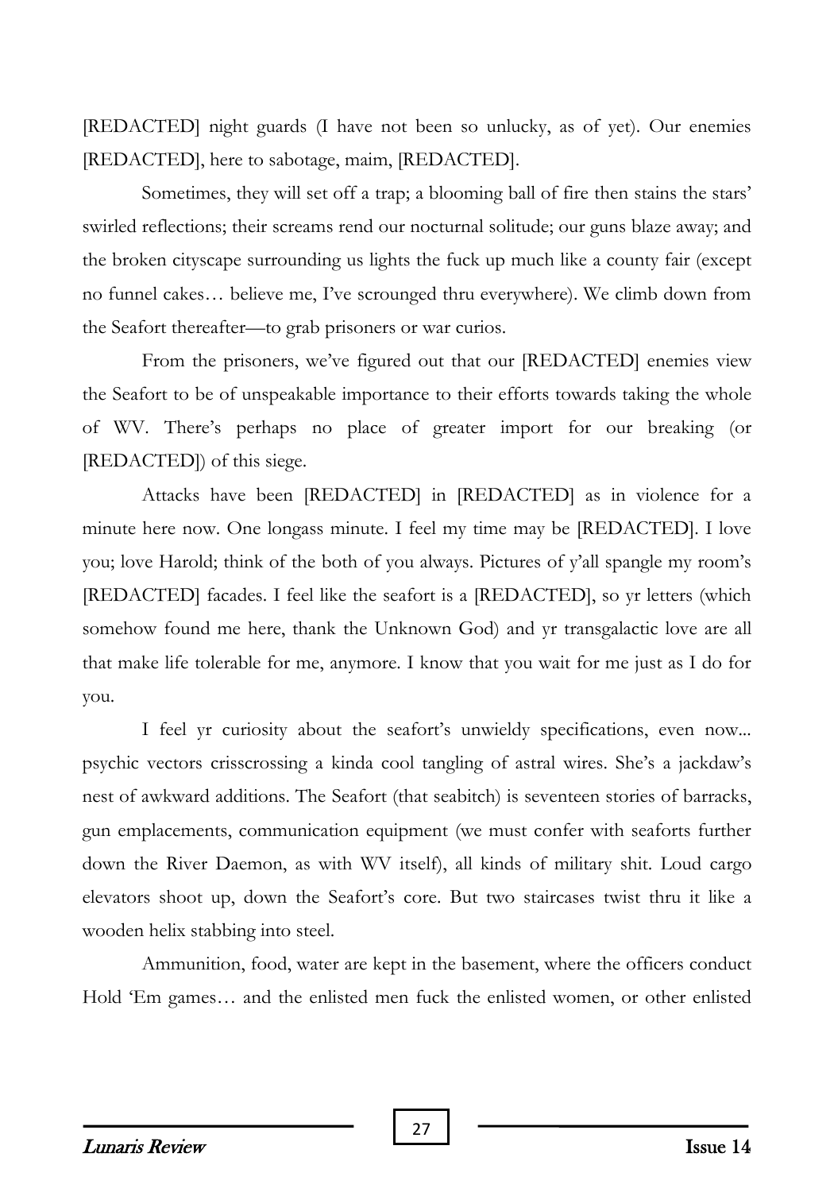[REDACTED] night guards (I have not been so unlucky, as of yet). Our enemies [REDACTED], here to sabotage, maim, [REDACTED].

Sometimes, they will set off a trap; a blooming ball of fire then stains the stars' swirled reflections; their screams rend our nocturnal solitude; our guns blaze away; and the broken cityscape surrounding us lights the fuck up much like a county fair (except no funnel cakes… believe me, I've scrounged thru everywhere). We climb down from the Seafort thereafter—to grab prisoners or war curios.

From the prisoners, we've figured out that our [REDACTED] enemies view the Seafort to be of unspeakable importance to their efforts towards taking the whole of WV. There's perhaps no place of greater import for our breaking (or [REDACTED]) of this siege.

Attacks have been [REDACTED] in [REDACTED] as in violence for a minute here now. One longass minute. I feel my time may be [REDACTED]. I love you; love Harold; think of the both of you always. Pictures of y'all spangle my room's [REDACTED] facades. I feel like the seafort is a [REDACTED], so yr letters (which somehow found me here, thank the Unknown God) and yr transgalactic love are all that make life tolerable for me, anymore. I know that you wait for me just as I do for you.

I feel yr curiosity about the seafort's unwieldy specifications, even now... psychic vectors crisscrossing a kinda cool tangling of astral wires. She's a jackdaw's nest of awkward additions. The Seafort (that seabitch) is seventeen stories of barracks, gun emplacements, communication equipment (we must confer with seaforts further down the River Daemon, as with WV itself), all kinds of military shit. Loud cargo elevators shoot up, down the Seafort's core. But two staircases twist thru it like a wooden helix stabbing into steel.

Ammunition, food, water are kept in the basement, where the officers conduct Hold 'Em games… and the enlisted men fuck the enlisted women, or other enlisted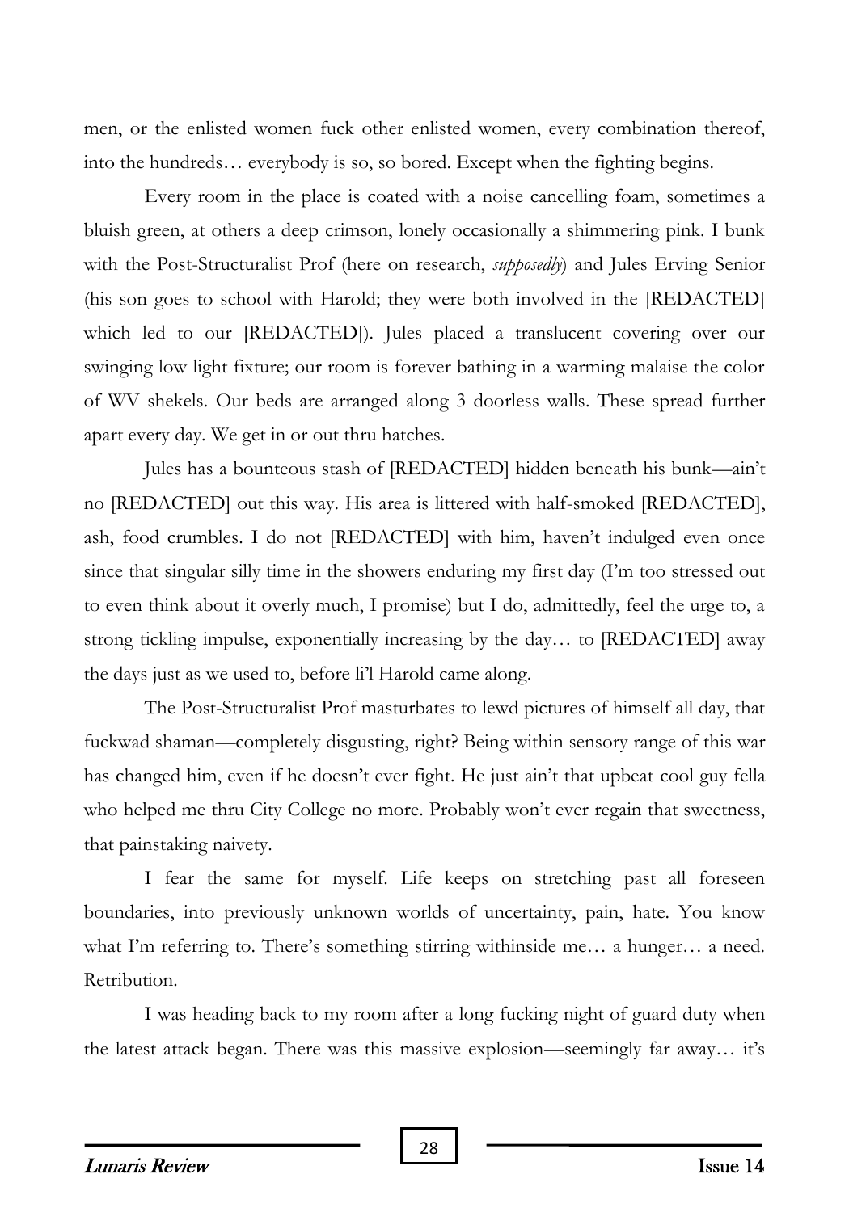men, or the enlisted women fuck other enlisted women, every combination thereof, into the hundreds… everybody is so, so bored. Except when the fighting begins.

Every room in the place is coated with a noise cancelling foam, sometimes a bluish green, at others a deep crimson, lonely occasionally a shimmering pink. I bunk with the Post-Structuralist Prof (here on research, *supposedly*) and Jules Erving Senior (his son goes to school with Harold; they were both involved in the [REDACTED] which led to our [REDACTED]). Jules placed a translucent covering over our swinging low light fixture; our room is forever bathing in a warming malaise the color of WV shekels. Our beds are arranged along 3 doorless walls. These spread further apart every day. We get in or out thru hatches.

Jules has a bounteous stash of [REDACTED] hidden beneath his bunk—ain't no [REDACTED] out this way. His area is littered with half-smoked [REDACTED], ash, food crumbles. I do not [REDACTED] with him, haven't indulged even once since that singular silly time in the showers enduring my first day (I'm too stressed out to even think about it overly much, I promise) but I do, admittedly, feel the urge to, a strong tickling impulse, exponentially increasing by the day… to [REDACTED] away the days just as we used to, before li'l Harold came along.

The Post-Structuralist Prof masturbates to lewd pictures of himself all day, that fuckwad shaman—completely disgusting, right? Being within sensory range of this war has changed him, even if he doesn't ever fight. He just ain't that upbeat cool guy fella who helped me thru City College no more. Probably won't ever regain that sweetness, that painstaking naivety.

I fear the same for myself. Life keeps on stretching past all foreseen boundaries, into previously unknown worlds of uncertainty, pain, hate. You know what I'm referring to. There's something stirring withinside me… a hunger… a need. Retribution.

I was heading back to my room after a long fucking night of guard duty when the latest attack began. There was this massive explosion—seemingly far away… it's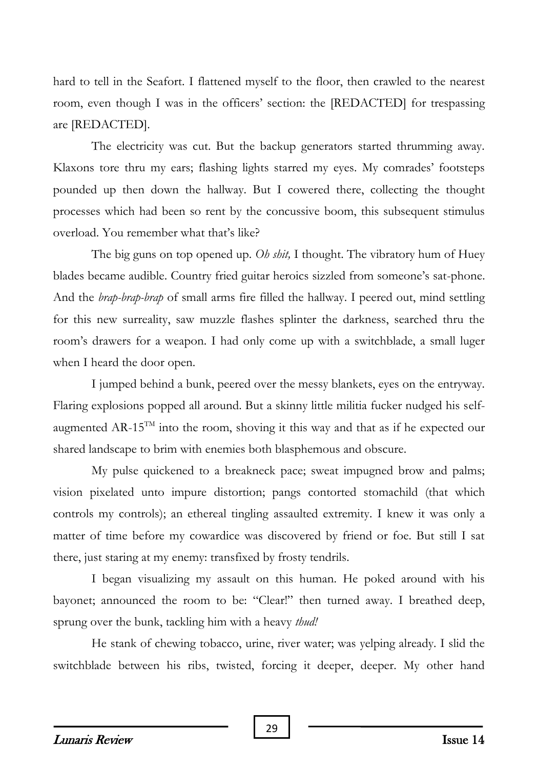hard to tell in the Seafort. I flattened myself to the floor, then crawled to the nearest room, even though I was in the officers' section: the [REDACTED] for trespassing are [REDACTED].

The electricity was cut. But the backup generators started thrumming away. Klaxons tore thru my ears; flashing lights starred my eyes. My comrades' footsteps pounded up then down the hallway. But I cowered there, collecting the thought processes which had been so rent by the concussive boom, this subsequent stimulus overload. You remember what that's like?

The big guns on top opened up. *Oh shit,* I thought. The vibratory hum of Huey blades became audible. Country fried guitar heroics sizzled from someone's sat-phone. And the *brap-brap-brap* of small arms fire filled the hallway. I peered out, mind settling for this new surreality, saw muzzle flashes splinter the darkness, searched thru the room's drawers for a weapon. I had only come up with a switchblade, a small luger when I heard the door open.

I jumped behind a bunk, peered over the messy blankets, eyes on the entryway. Flaring explosions popped all around. But a skinny little militia fucker nudged his self-augmented AR-15™ into the room, shoving it this way and that as if he expected our shared landscape to brim with enemies both blasphemous and obscure.

My pulse quickened to a breakneck pace; sweat impugned brow and palms; vision pixelated unto impure distortion; pangs contorted stomachild (that which controls my controls); an ethereal tingling assaulted extremity. I knew it was only a matter of time before my cowardice was discovered by friend or foe. But still I sat there, just staring at my enemy: transfixed by frosty tendrils.

I began visualizing my assault on this human. He poked around with his bayonet; announced the room to be: "Clear!" then turned away. I breathed deep, sprung over the bunk, tackling him with a heavy *thud!*

He stank of chewing tobacco, urine, river water; was yelping already. I slid the switchblade between his ribs, twisted, forcing it deeper, deeper. My other hand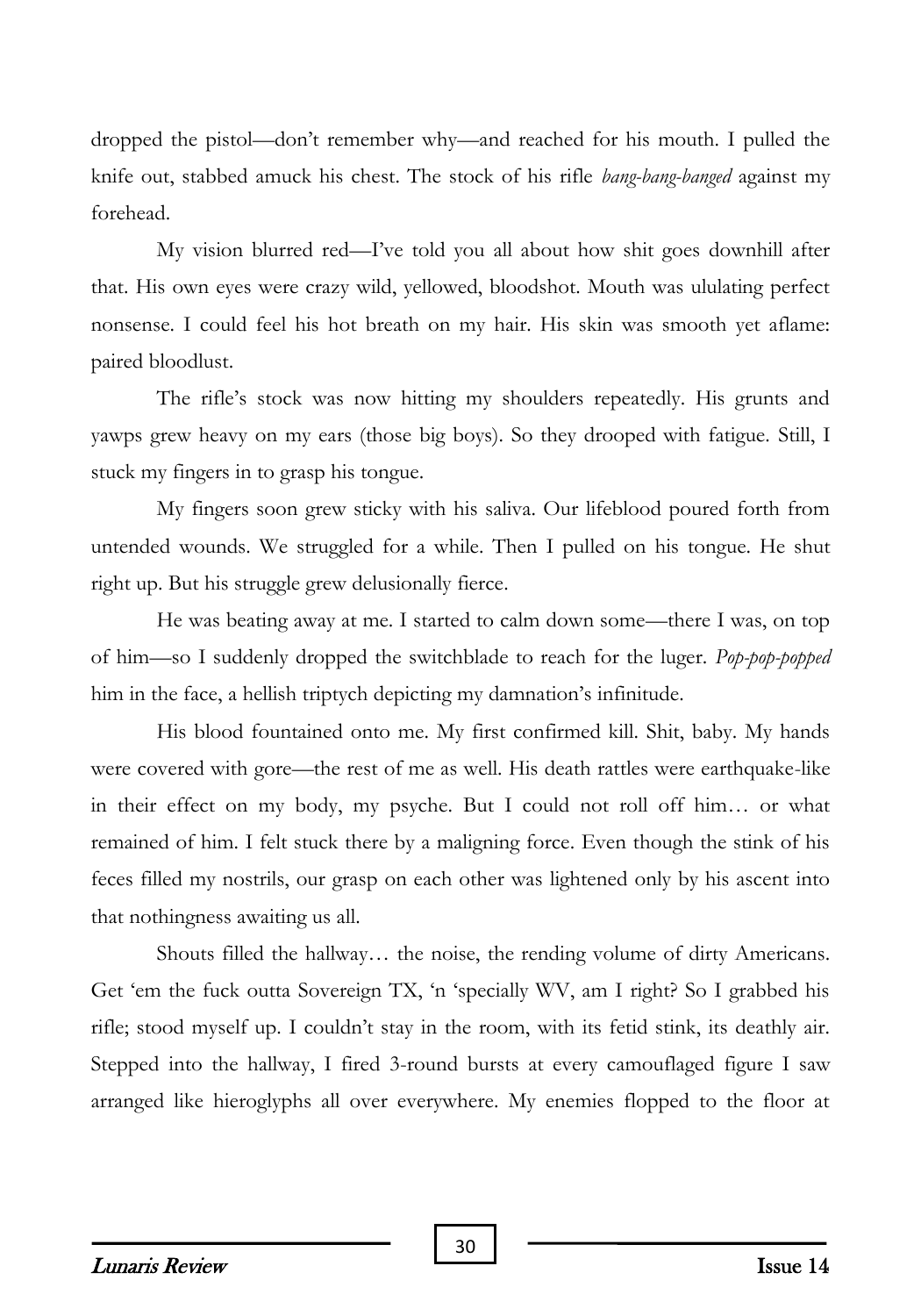dropped the pistol—don't remember why—and reached for his mouth. I pulled the knife out, stabbed amuck his chest. The stock of his rifle *bang-bang-banged* against my forehead.

My vision blurred red—I've told you all about how shit goes downhill after that. His own eyes were crazy wild, yellowed, bloodshot. Mouth was ululating perfect nonsense. I could feel his hot breath on my hair. His skin was smooth yet aflame: paired bloodlust.

The rifle's stock was now hitting my shoulders repeatedly. His grunts and yawps grew heavy on my ears (those big boys). So they drooped with fatigue. Still, I stuck my fingers in to grasp his tongue.

My fingers soon grew sticky with his saliva. Our lifeblood poured forth from untended wounds. We struggled for a while. Then I pulled on his tongue. He shut right up. But his struggle grew delusionally fierce.

He was beating away at me. I started to calm down some—there I was, on top of him—so I suddenly dropped the switchblade to reach for the luger. *Pop-pop-popped* him in the face, a hellish triptych depicting my damnation's infinitude.

His blood fountained onto me. My first confirmed kill. Shit, baby. My hands were covered with gore—the rest of me as well. His death rattles were earthquake-like in their effect on my body, my psyche. But I could not roll off him… or what remained of him. I felt stuck there by a maligning force. Even though the stink of his feces filled my nostrils, our grasp on each other was lightened only by his ascent into that nothingness awaiting us all.

Shouts filled the hallway… the noise, the rending volume of dirty Americans. Get 'em the fuck outta Sovereign TX, 'n 'specially WV, am I right? So I grabbed his rifle; stood myself up. I couldn't stay in the room, with its fetid stink, its deathly air. Stepped into the hallway, I fired 3-round bursts at every camouflaged figure I saw arranged like hieroglyphs all over everywhere. My enemies flopped to the floor at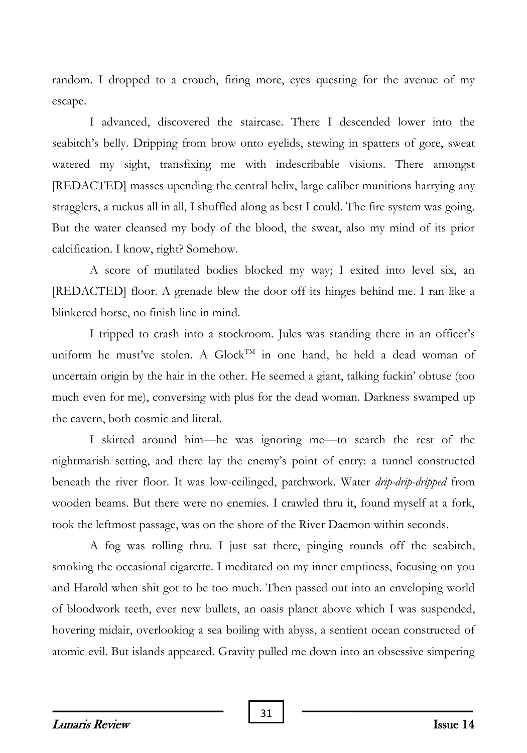random. I dropped to a crouch, firing more, eyes questing for the avenue of my escape.

I advanced, discovered the staircase. There I descended lower into the seabitch's belly. Dripping from brow onto eyelids, stewing in spatters of gore, sweat watered my sight, transfixing me with indescribable visions. There amongst [REDACTED] masses upending the central helix, large caliber munitions harrying any stragglers, a ruckus all in all, I shuffled along as best I could. The fire system was going. But the water cleansed my body of the blood, the sweat, also my mind of its prior calcification. I know, right? Somehow.

A score of mutilated bodies blocked my way; I exited into level six, an [REDACTED] floor. A grenade blew the door off its hinges behind me. I ran like a blinkered horse, no finish line in mind.

I tripped to crash into a stockroom. Jules was standing there in an officer's uniform he must've stolen. A Glock™ in one hand, he held a dead woman of uncertain origin by the hair in the other. He seemed a giant, talking fuckin' obtuse (too much even for me), conversing with plus for the dead woman. Darkness swamped up the cavern, both cosmic and literal.

I skirted around him—he was ignoring me—to search the rest of the nightmarish setting, and there lay the enemy's point of entry: a tunnel constructed beneath the river floor. It was low-ceilinged, patchwork. Water *drip-drip-dripped* from wooden beams. But there were no enemies. I crawled thru it, found myself at a fork, took the leftmost passage, was on the shore of the River Daemon within seconds.

A fog was rolling thru. I just sat there, pinging rounds off the seabitch, smoking the occasional cigarette. I meditated on my inner emptiness, focusing on you and Harold when shit got to be too much. Then passed out into an enveloping world of bloodwork teeth, ever new bullets, an oasis planet above which I was suspended, hovering midair, overlooking a sea boiling with abyss, a sentient ocean constructed of atomic evil. But islands appeared. Gravity pulled me down into an obsessive simpering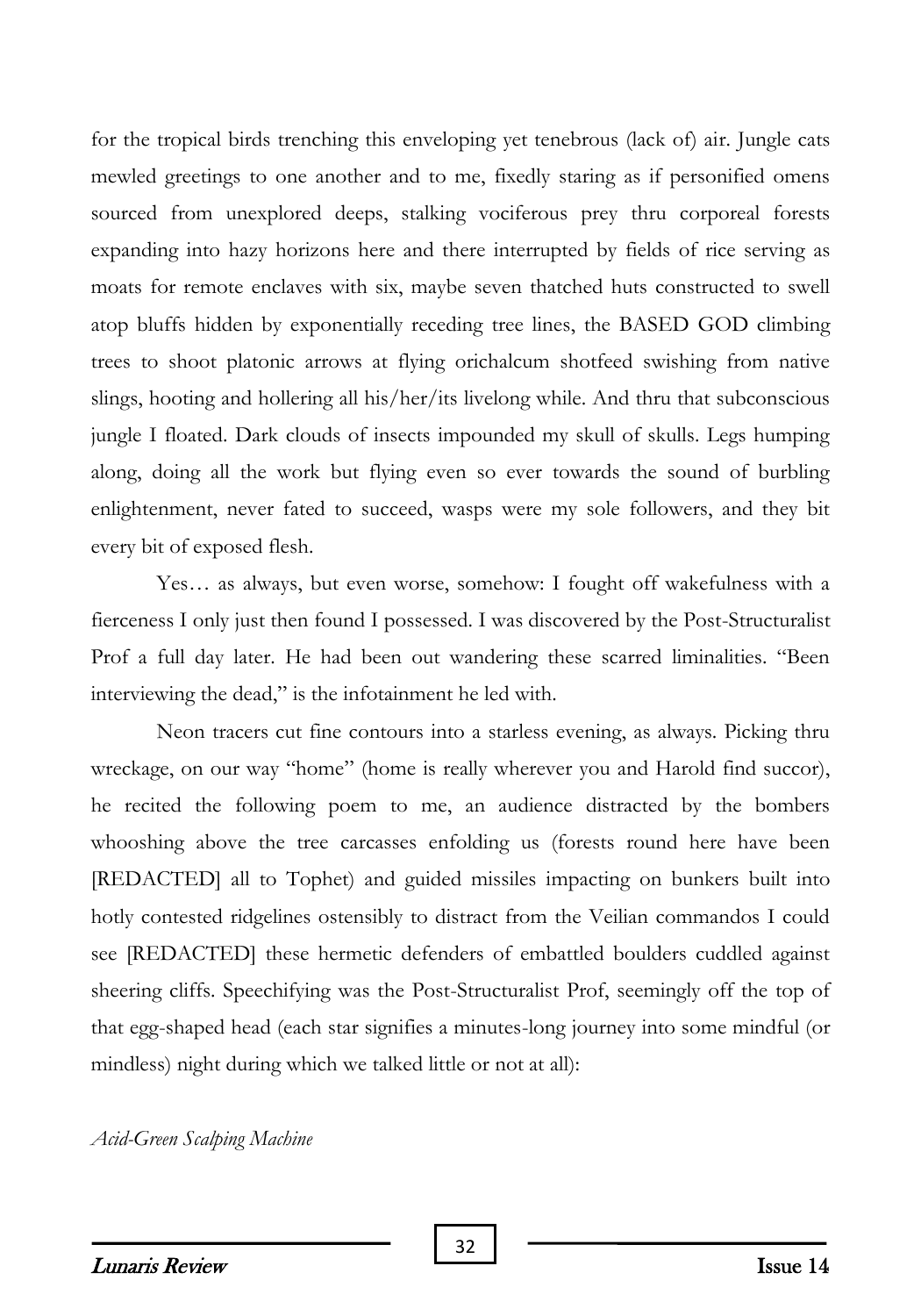for the tropical birds trenching this enveloping yet tenebrous (lack of) air. Jungle cats mewled greetings to one another and to me, fixedly staring as if personified omens sourced from unexplored deeps, stalking vociferous prey thru corporeal forests expanding into hazy horizons here and there interrupted by fields of rice serving as moats for remote enclaves with six, maybe seven thatched huts constructed to swell atop bluffs hidden by exponentially receding tree lines, the BASED GOD climbing trees to shoot platonic arrows at flying orichalcum shotfeed swishing from native slings, hooting and hollering all his/her/its livelong while. And thru that subconscious jungle I floated. Dark clouds of insects impounded my skull of skulls. Legs humping along, doing all the work but flying even so ever towards the sound of burbling enlightenment, never fated to succeed, wasps were my sole followers, and they bit every bit of exposed flesh.

Yes… as always, but even worse, somehow: I fought off wakefulness with a fierceness I only just then found I possessed. I was discovered by the Post-Structuralist Prof a full day later. He had been out wandering these scarred liminalities. "Been interviewing the dead," is the infotainment he led with.

Neon tracers cut fine contours into a starless evening, as always. Picking thru wreckage, on our way "home" (home is really wherever you and Harold find succor), he recited the following poem to me, an audience distracted by the bombers whooshing above the tree carcasses enfolding us (forests round here have been [REDACTED] all to Tophet) and guided missiles impacting on bunkers built into hotly contested ridgelines ostensibly to distract from the Veilian commandos I could see [REDACTED] these hermetic defenders of embattled boulders cuddled against sheering cliffs. Speechifying was the Post-Structuralist Prof, seemingly off the top of that egg-shaped head (each star signifies a minutes-long journey into some mindful (or mindless) night during which we talked little or not at all):

*Acid-Green Scalping Machine*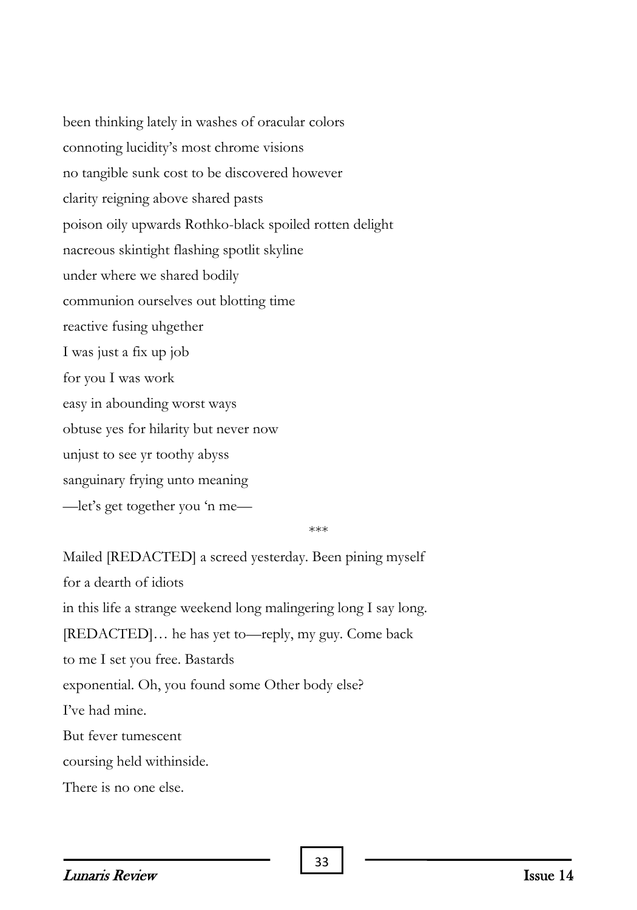been thinking lately in washes of oracular colors
connoting lucidity's most chrome visions
no tangible sunk cost to be discovered however
clarity reigning above shared pasts
poison oily upwards Rothko-black spoiled rotten delight
nacreous skintight flashing spotlit skyline
under where we shared bodily
communion ourselves out blotting time
reactive fusing uhgether
I was just a fix up job
for you I was work
easy in abounding worst ways
obtuse yes for hilarity but never now
unjust to see yr toothy abyss
sanguinary frying unto meaning
—let's get together you 'n me—

\*\*\*

Mailed [REDACTED] a screed yesterday. Been pining myself
for a dearth of idiots
in this life a strange weekend long malingering long I say long.
[REDACTED]… he has yet to—reply, my guy. Come back
to me I set you free. Bastards
exponential. Oh, you found some Other body else?
I've had mine.
But fever tumescent
coursing held withinside.
There is no one else.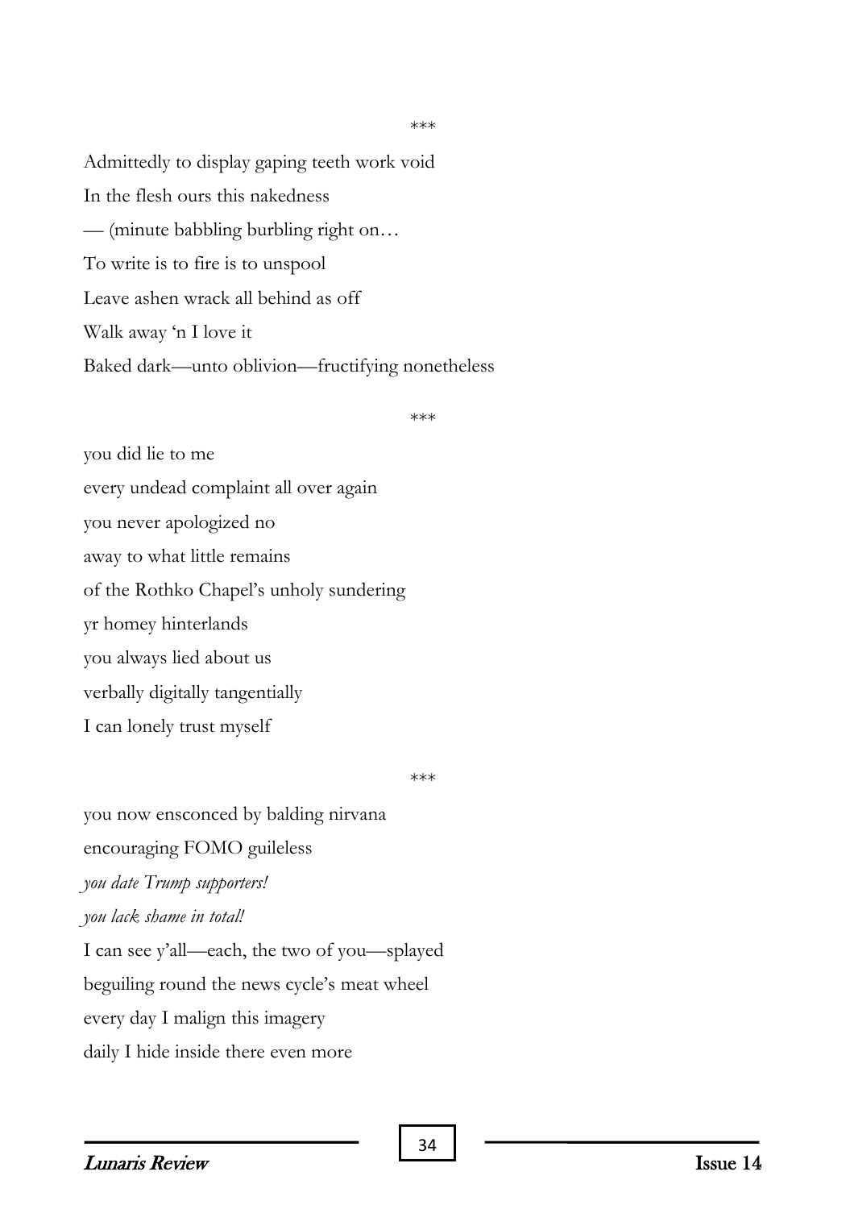\*\*\*

Admittedly to display gaping teeth work void  
In the flesh ours this nakedness  
— (minute babbling burbling right on…  
To write is to fire is to unspool  
Leave ashen wrack all behind as off  
Walk away 'n I love it  
Baked dark—unto oblivion—fructifying nonetheless

\*\*\*

you did lie to me  
every undead complaint all over again  
you never apologized no  
away to what little remains  
of the Rothko Chapel's unholy sundering  
yr homey hinterlands  
you always lied about us  
verbally digitally tangentially  
I can lonely trust myself

\*\*\*

you now ensconced by balding nirvana  
encouraging FOMO guileless  
*you date Trump supporters!*  
*you lack shame in total!*  
I can see y'all—each, the two of you—splayed  
beguiling round the news cycle's meat wheel  
every day I malign this imagery  
daily I hide inside there even more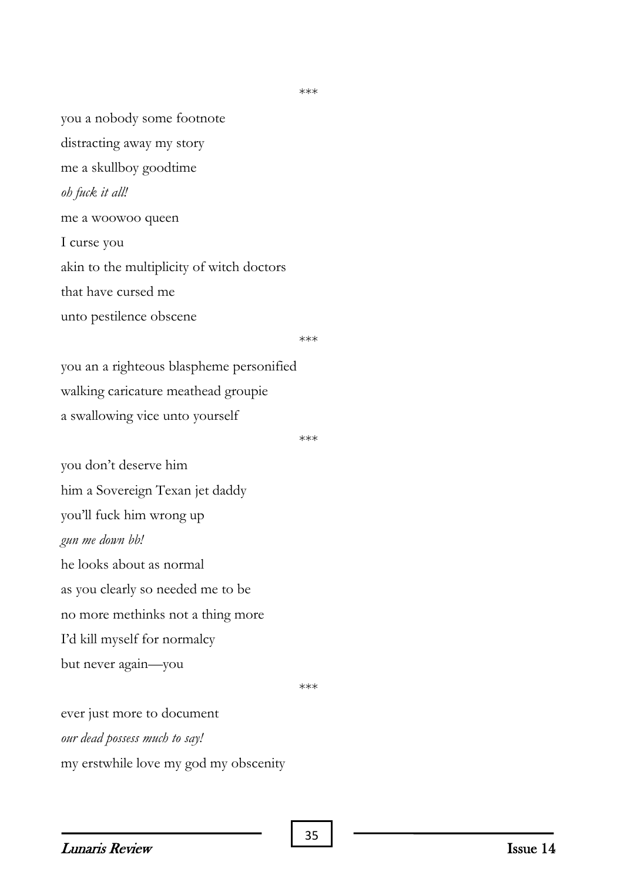\*\*\*

you a nobody some footnote  
distracting away my story  
me a skullboy goodtime  
*oh fuck it all!*  
me a woowoo queen  
I curse you  
akin to the multiplicity of witch doctors  
that have cursed me  
unto pestilence obscene

\*\*\*

you an a righteous blaspheme personified  
walking caricature meathead groupie  
a swallowing vice unto yourself

\*\*\*

you don't deserve him  
him a Sovereign Texan jet daddy  
you'll fuck him wrong up  
*gun me down bb!*  
he looks about as normal  
as you clearly so needed me to be  
no more methinks not a thing more  
I'd kill myself for normalcy  
but never again—you

\*\*\*

ever just more to document  
*our dead possess much to say!*  
my erstwhile love my god my obscenity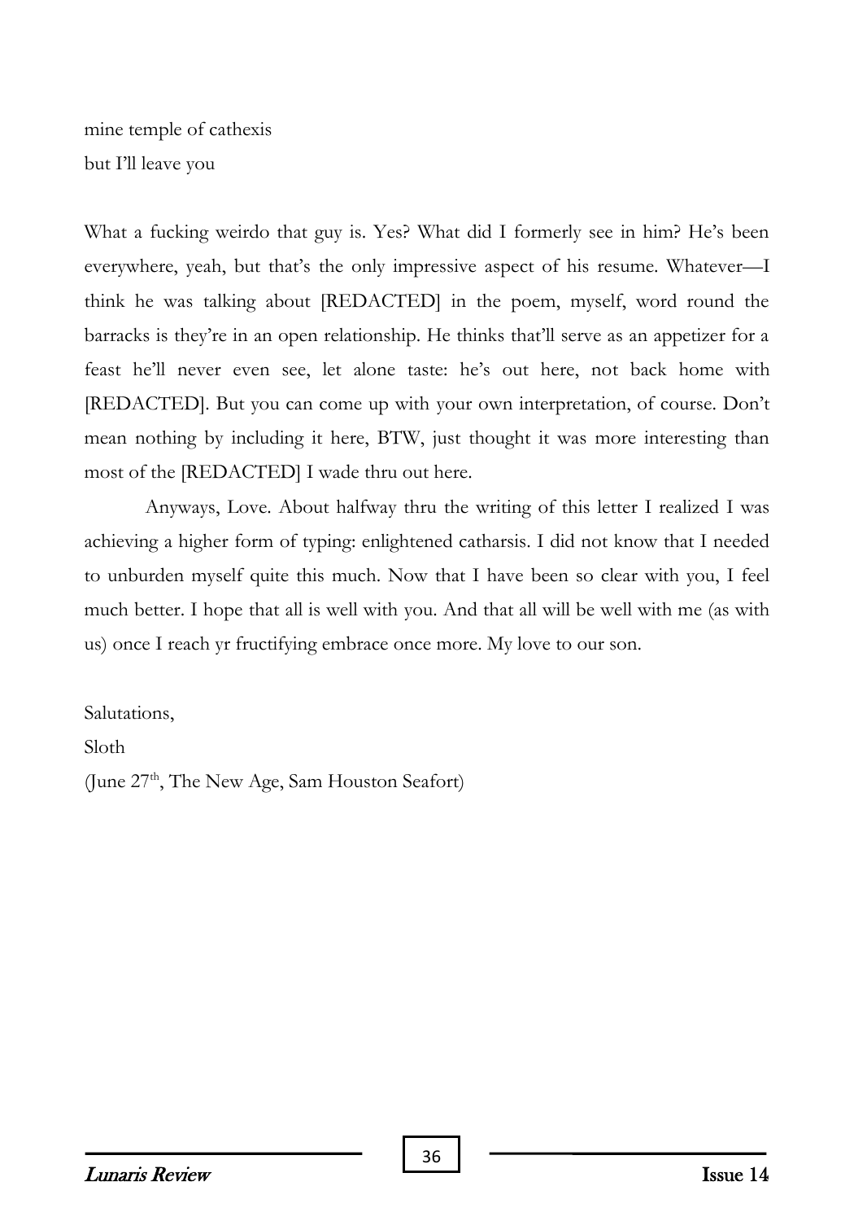mine temple of cathexis
but I'll leave you

What a fucking weirdo that guy is. Yes? What did I formerly see in him? He's been everywhere, yeah, but that's the only impressive aspect of his resume. Whatever—I think he was talking about [REDACTED] in the poem, myself, word round the barracks is they're in an open relationship. He thinks that'll serve as an appetizer for a feast he'll never even see, let alone taste: he's out here, not back home with [REDACTED]. But you can come up with your own interpretation, of course. Don't mean nothing by including it here, BTW, just thought it was more interesting than most of the [REDACTED] I wade thru out here.

Anyways, Love. About halfway thru the writing of this letter I realized I was achieving a higher form of typing: enlightened catharsis. I did not know that I needed to unburden myself quite this much. Now that I have been so clear with you, I feel much better. I hope that all is well with you. And that all will be well with me (as with us) once I reach yr fructifying embrace once more. My love to our son.

Salutations,

Sloth

(June 27th, The New Age, Sam Houston Seafort)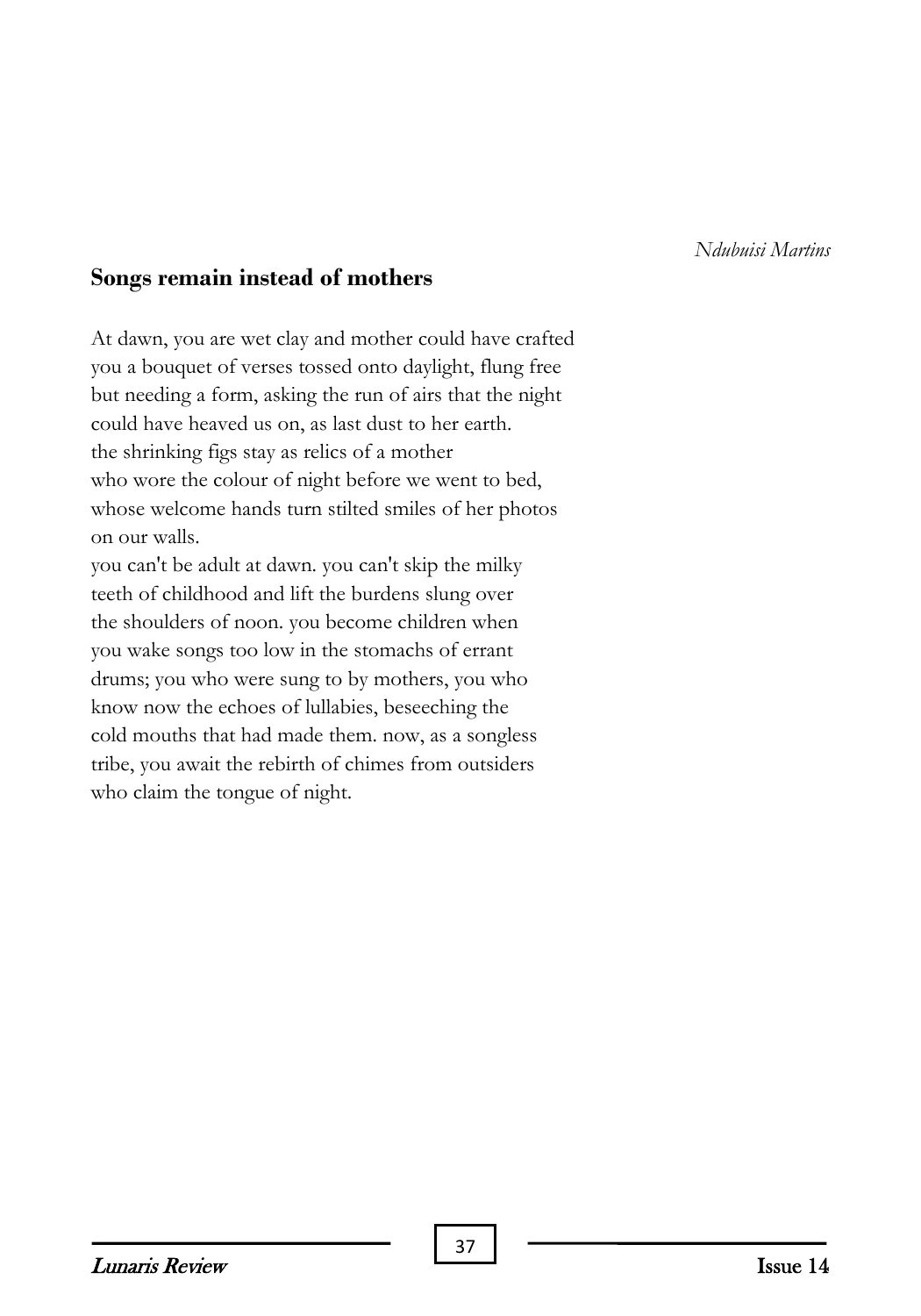*Ndubuisi Martins*

## Songs remain instead of mothers

At dawn, you are wet clay and mother could have crafted
you a bouquet of verses tossed onto daylight, flung free
but needing a form, asking the run of airs that the night
could have heaved us on, as last dust to her earth.
the shrinking figs stay as relics of a mother
who wore the colour of night before we went to bed,
whose welcome hands turn stilted smiles of her photos
on our walls.
you can't be adult at dawn. you can't skip the milky
teeth of childhood and lift the burdens slung over
the shoulders of noon. you become children when
you wake songs too low in the stomachs of errant
drums; you who were sung to by mothers, you who
know now the echoes of lullabies, beseeching the
cold mouths that had made them. now, as a songless
tribe, you await the rebirth of chimes from outsiders
who claim the tongue of night.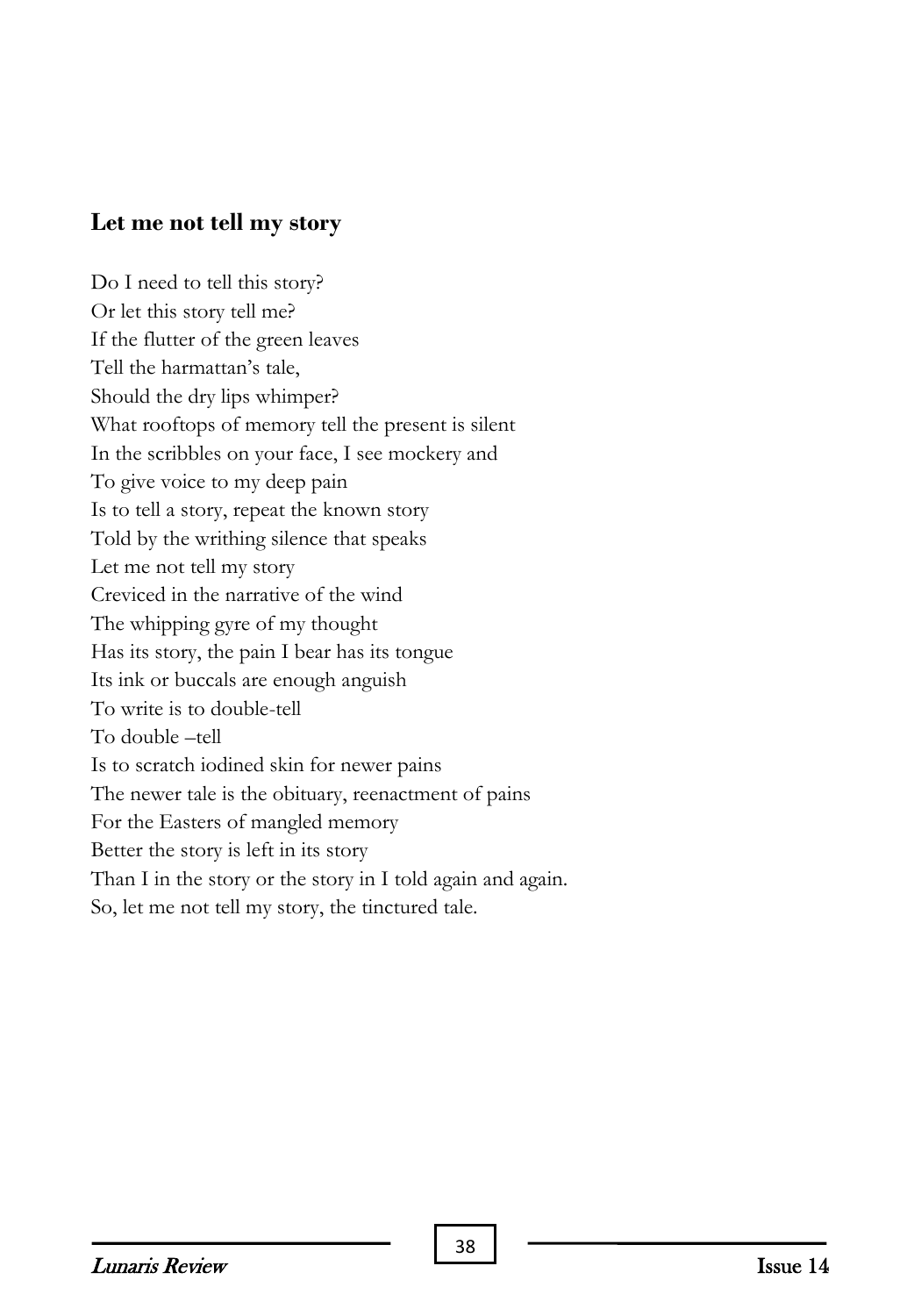### Let me not tell my story

Do I need to tell this story?
Or let this story tell me?
If the flutter of the green leaves
Tell the harmattan's tale,
Should the dry lips whimper?
What rooftops of memory tell the present is silent
In the scribbles on your face, I see mockery and
To give voice to my deep pain
Is to tell a story, repeat the known story
Told by the writhing silence that speaks
Let me not tell my story
Creviced in the narrative of the wind
The whipping gyre of my thought
Has its story, the pain I bear has its tongue
Its ink or buccals are enough anguish
To write is to double-tell
To double –tell
Is to scratch iodined skin for newer pains
The newer tale is the obituary, reenactment of pains
For the Easters of mangled memory
Better the story is left in its story
Than I in the story or the story in I told again and again.
So, let me not tell my story, the tinctured tale.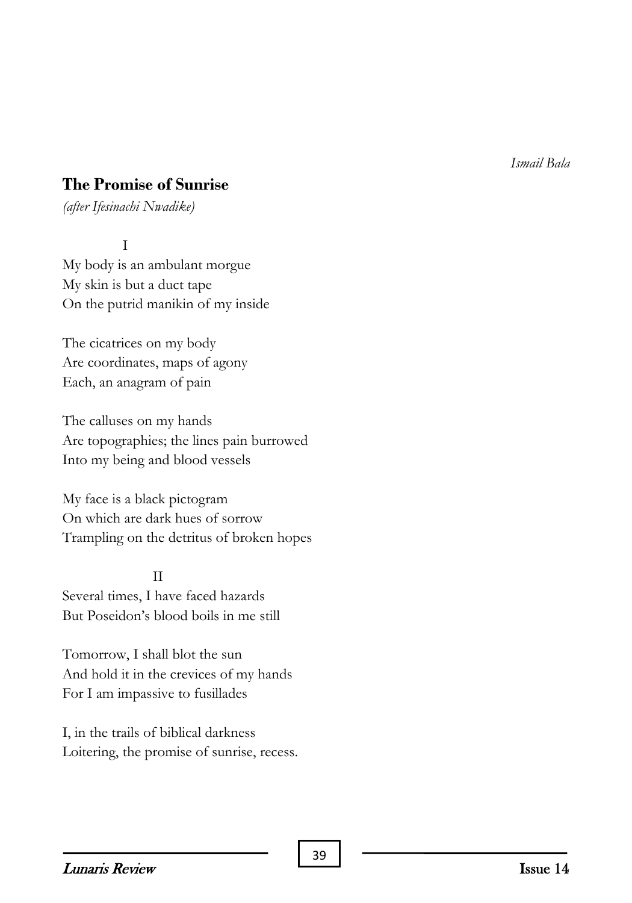*Ismail Bala*

## The Promise of Sunrise

*(after Ifesinachi Nwadike)*

I

My body is an ambulant morgue  
My skin is but a duct tape  
On the putrid manikin of my inside

The cicatrices on my body  
Are coordinates, maps of agony  
Each, an anagram of pain

The calluses on my hands  
Are topographies; the lines pain burrowed  
Into my being and blood vessels

My face is a black pictogram  
On which are dark hues of sorrow  
Trampling on the detritus of broken hopes

II

Several times, I have faced hazards  
But Poseidon's blood boils in me still

Tomorrow, I shall blot the sun  
And hold it in the crevices of my hands  
For I am impassive to fusillades

I, in the trails of biblical darkness  
Loitering, the promise of sunrise, recess.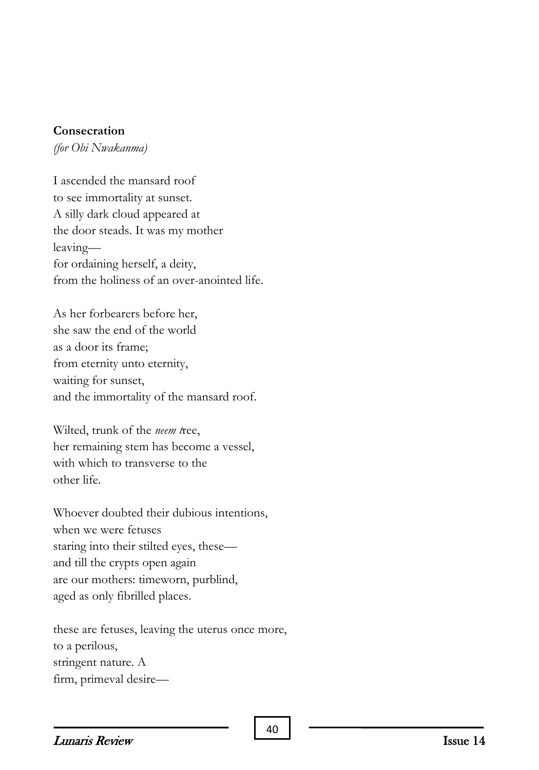**Consecration**

*(for Obi Nwakanma)*

I ascended the mansard roof
to see immortality at sunset.
A silly dark cloud appeared at
the door steads. It was my mother
leaving—
for ordaining herself, a deity,
from the holiness of an over-anointed life.

As her forbearers before her,
she saw the end of the world
as a door its frame;
from eternity unto eternity,
waiting for sunset,
and the immortality of the mansard roof.

Wilted, trunk of the *neem t*ree,
her remaining stem has become a vessel,
with which to transverse to the
other life.

Whoever doubted their dubious intentions,
when we were fetuses
staring into their stilted eyes, these—
and till the crypts open again
are our mothers: timeworn, purblind,
aged as only fibrilled places.

these are fetuses, leaving the uterus once more,
to a perilous,
stringent nature. A
firm, primeval desire—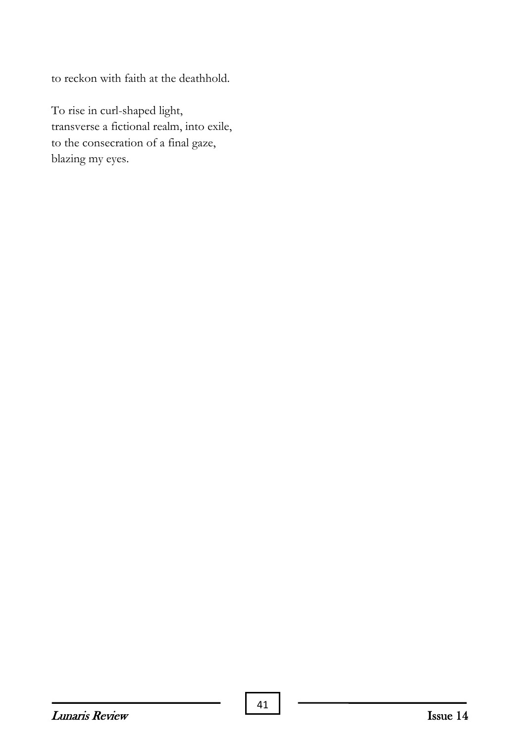to reckon with faith at the deathhold.

To rise in curl-shaped light,
transverse a fictional realm, into exile,
to the consecration of a final gaze,
blazing my eyes.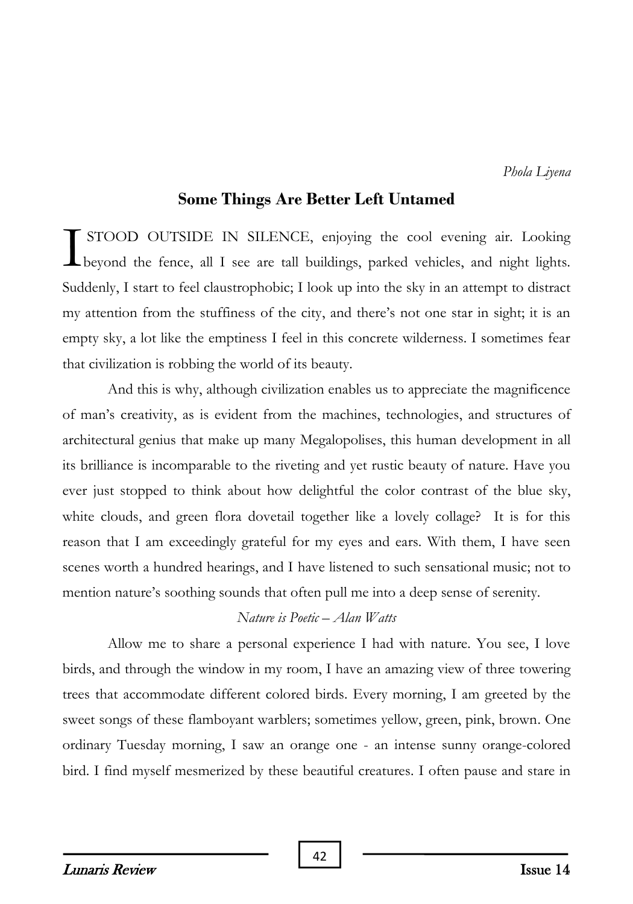*Phola Liyena*

## Some Things Are Better Left Untamed

I STOOD OUTSIDE IN SILENCE, enjoying the cool evening air. Looking beyond the fence, all I see are tall buildings, parked vehicles, and night lights. Suddenly, I start to feel claustrophobic; I look up into the sky in an attempt to distract my attention from the stuffiness of the city, and there's not one star in sight; it is an empty sky, a lot like the emptiness I feel in this concrete wilderness. I sometimes fear that civilization is robbing the world of its beauty.

And this is why, although civilization enables us to appreciate the magnificence of man's creativity, as is evident from the machines, technologies, and structures of architectural genius that make up many Megalopolises, this human development in all its brilliance is incomparable to the riveting and yet rustic beauty of nature. Have you ever just stopped to think about how delightful the color contrast of the blue sky, white clouds, and green flora dovetail together like a lovely collage? It is for this reason that I am exceedingly grateful for my eyes and ears. With them, I have seen scenes worth a hundred hearings, and I have listened to such sensational music; not to mention nature's soothing sounds that often pull me into a deep sense of serenity.

*Nature is Poetic – Alan Watts*

Allow me to share a personal experience I had with nature. You see, I love birds, and through the window in my room, I have an amazing view of three towering trees that accommodate different colored birds. Every morning, I am greeted by the sweet songs of these flamboyant warblers; sometimes yellow, green, pink, brown. One ordinary Tuesday morning, I saw an orange one - an intense sunny orange-colored bird. I find myself mesmerized by these beautiful creatures. I often pause and stare in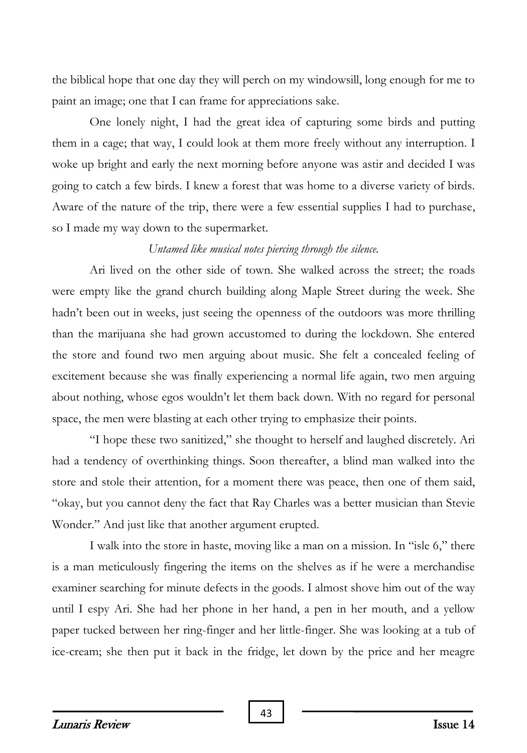the biblical hope that one day they will perch on my windowsill, long enough for me to paint an image; one that I can frame for appreciations sake.

One lonely night, I had the great idea of capturing some birds and putting them in a cage; that way, I could look at them more freely without any interruption. I woke up bright and early the next morning before anyone was astir and decided I was going to catch a few birds. I knew a forest that was home to a diverse variety of birds. Aware of the nature of the trip, there were a few essential supplies I had to purchase, so I made my way down to the supermarket.

*Untamed like musical notes piercing through the silence.*

Ari lived on the other side of town. She walked across the street; the roads were empty like the grand church building along Maple Street during the week. She hadn't been out in weeks, just seeing the openness of the outdoors was more thrilling than the marijuana she had grown accustomed to during the lockdown. She entered the store and found two men arguing about music. She felt a concealed feeling of excitement because she was finally experiencing a normal life again, two men arguing about nothing, whose egos wouldn't let them back down. With no regard for personal space, the men were blasting at each other trying to emphasize their points.

"I hope these two sanitized," she thought to herself and laughed discretely. Ari had a tendency of overthinking things. Soon thereafter, a blind man walked into the store and stole their attention, for a moment there was peace, then one of them said, "okay, but you cannot deny the fact that Ray Charles was a better musician than Stevie Wonder." And just like that another argument erupted.

I walk into the store in haste, moving like a man on a mission. In "isle 6," there is a man meticulously fingering the items on the shelves as if he were a merchandise examiner searching for minute defects in the goods. I almost shove him out of the way until I espy Ari. She had her phone in her hand, a pen in her mouth, and a yellow paper tucked between her ring-finger and her little-finger. She was looking at a tub of ice-cream; she then put it back in the fridge, let down by the price and her meagre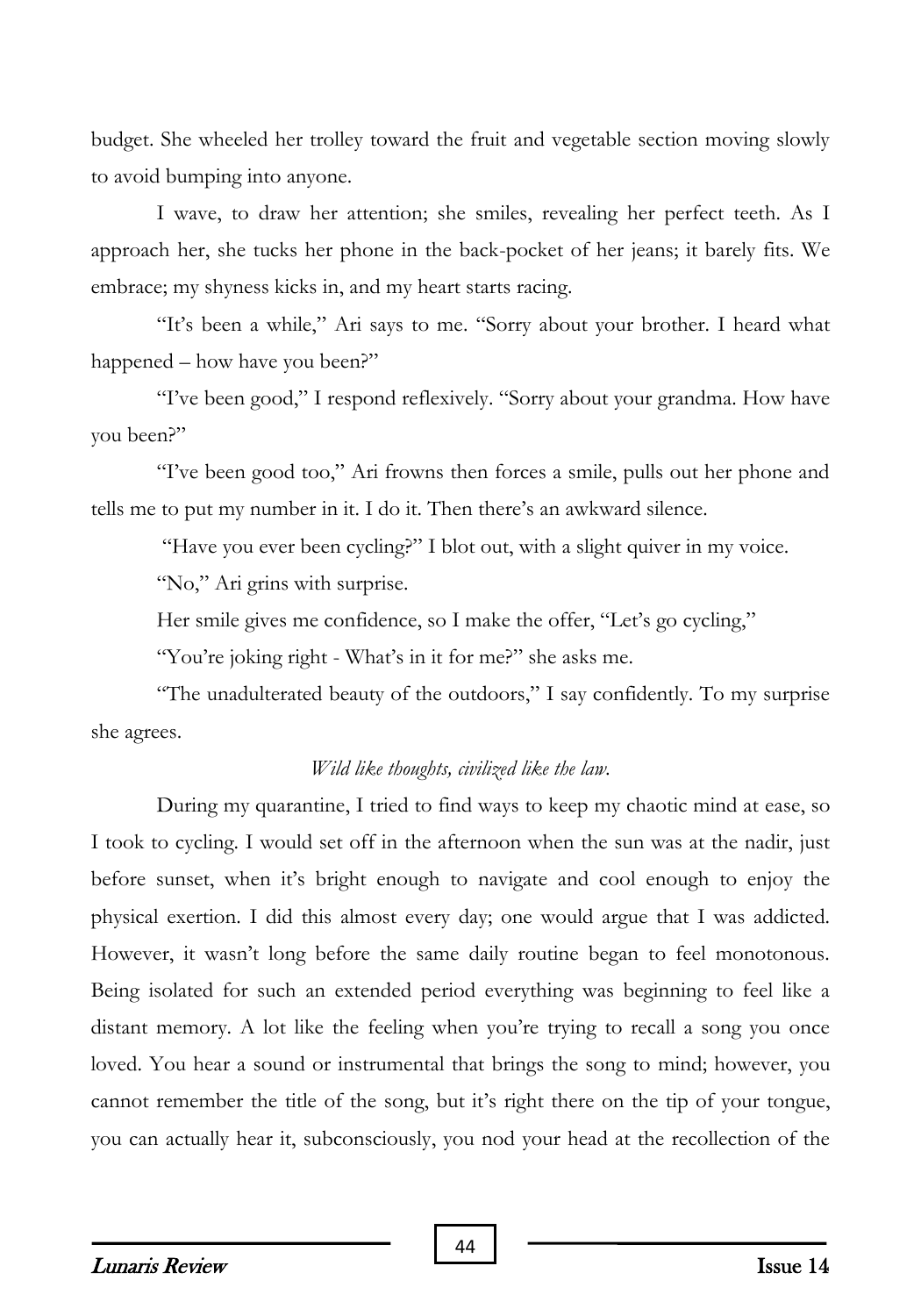budget. She wheeled her trolley toward the fruit and vegetable section moving slowly to avoid bumping into anyone.

I wave, to draw her attention; she smiles, revealing her perfect teeth. As I approach her, she tucks her phone in the back-pocket of her jeans; it barely fits. We embrace; my shyness kicks in, and my heart starts racing.

"It's been a while," Ari says to me. "Sorry about your brother. I heard what happened – how have you been?"

"I've been good," I respond reflexively. "Sorry about your grandma. How have you been?"

"I've been good too," Ari frowns then forces a smile, pulls out her phone and tells me to put my number in it. I do it. Then there's an awkward silence.

"Have you ever been cycling?" I blot out, with a slight quiver in my voice.

"No," Ari grins with surprise.

Her smile gives me confidence, so I make the offer, "Let's go cycling,"

"You're joking right - What's in it for me?" she asks me.

"The unadulterated beauty of the outdoors," I say confidently. To my surprise she agrees.

*Wild like thoughts, civilized like the law.*

During my quarantine, I tried to find ways to keep my chaotic mind at ease, so I took to cycling. I would set off in the afternoon when the sun was at the nadir, just before sunset, when it's bright enough to navigate and cool enough to enjoy the physical exertion. I did this almost every day; one would argue that I was addicted. However, it wasn't long before the same daily routine began to feel monotonous. Being isolated for such an extended period everything was beginning to feel like a distant memory. A lot like the feeling when you're trying to recall a song you once loved. You hear a sound or instrumental that brings the song to mind; however, you cannot remember the title of the song, but it's right there on the tip of your tongue, you can actually hear it, subconsciously, you nod your head at the recollection of the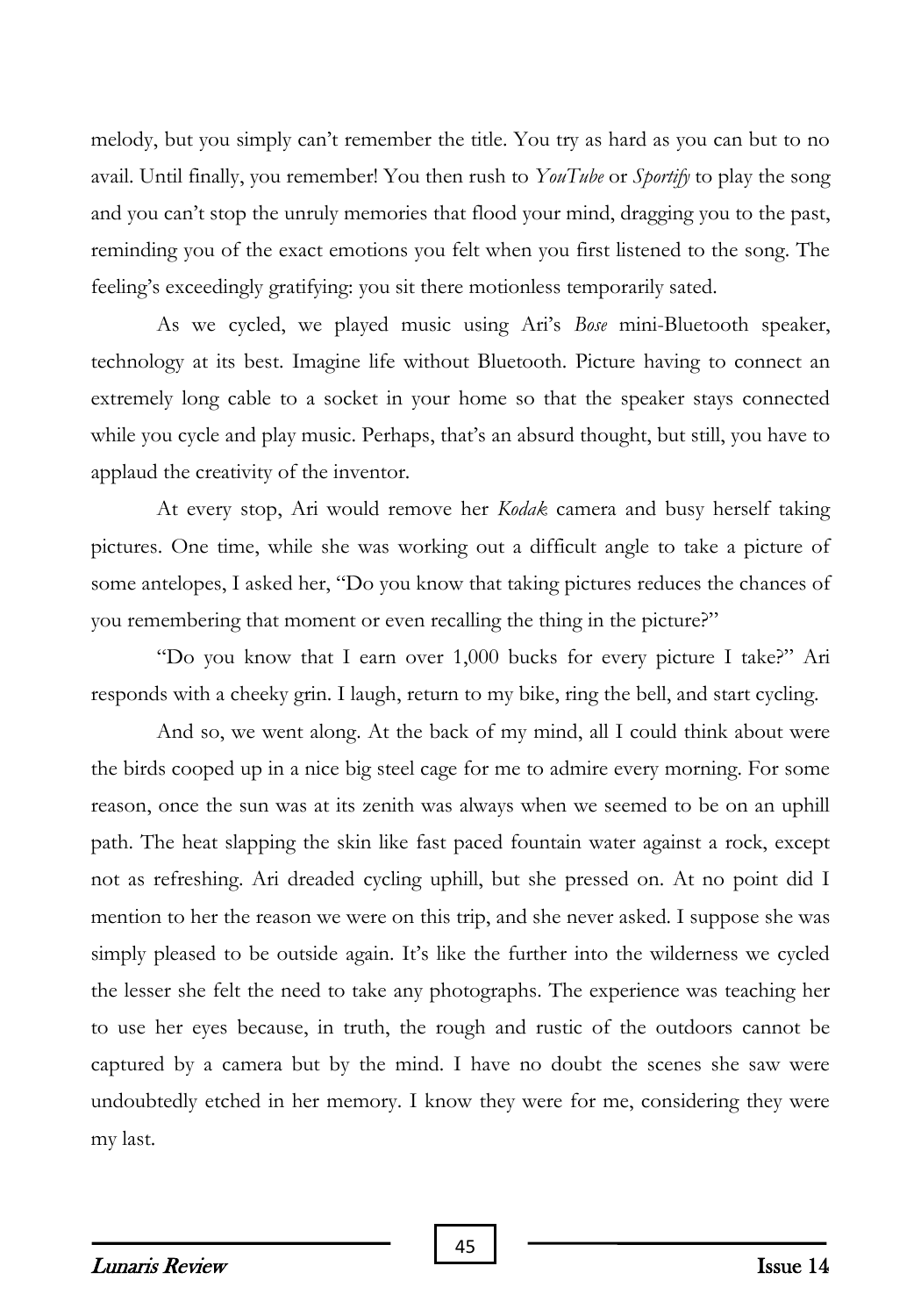melody, but you simply can't remember the title. You try as hard as you can but to no avail. Until finally, you remember! You then rush to *YouTube* or *Sportify* to play the song and you can't stop the unruly memories that flood your mind, dragging you to the past, reminding you of the exact emotions you felt when you first listened to the song. The feeling's exceedingly gratifying: you sit there motionless temporarily sated.

As we cycled, we played music using Ari's *Bose* mini-Bluetooth speaker, technology at its best. Imagine life without Bluetooth. Picture having to connect an extremely long cable to a socket in your home so that the speaker stays connected while you cycle and play music. Perhaps, that's an absurd thought, but still, you have to applaud the creativity of the inventor.

At every stop, Ari would remove her *Kodak* camera and busy herself taking pictures. One time, while she was working out a difficult angle to take a picture of some antelopes, I asked her, "Do you know that taking pictures reduces the chances of you remembering that moment or even recalling the thing in the picture?"

"Do you know that I earn over 1,000 bucks for every picture I take?" Ari responds with a cheeky grin. I laugh, return to my bike, ring the bell, and start cycling.

And so, we went along. At the back of my mind, all I could think about were the birds cooped up in a nice big steel cage for me to admire every morning. For some reason, once the sun was at its zenith was always when we seemed to be on an uphill path. The heat slapping the skin like fast paced fountain water against a rock, except not as refreshing. Ari dreaded cycling uphill, but she pressed on. At no point did I mention to her the reason we were on this trip, and she never asked. I suppose she was simply pleased to be outside again. It's like the further into the wilderness we cycled the lesser she felt the need to take any photographs. The experience was teaching her to use her eyes because, in truth, the rough and rustic of the outdoors cannot be captured by a camera but by the mind. I have no doubt the scenes she saw were undoubtedly etched in her memory. I know they were for me, considering they were my last.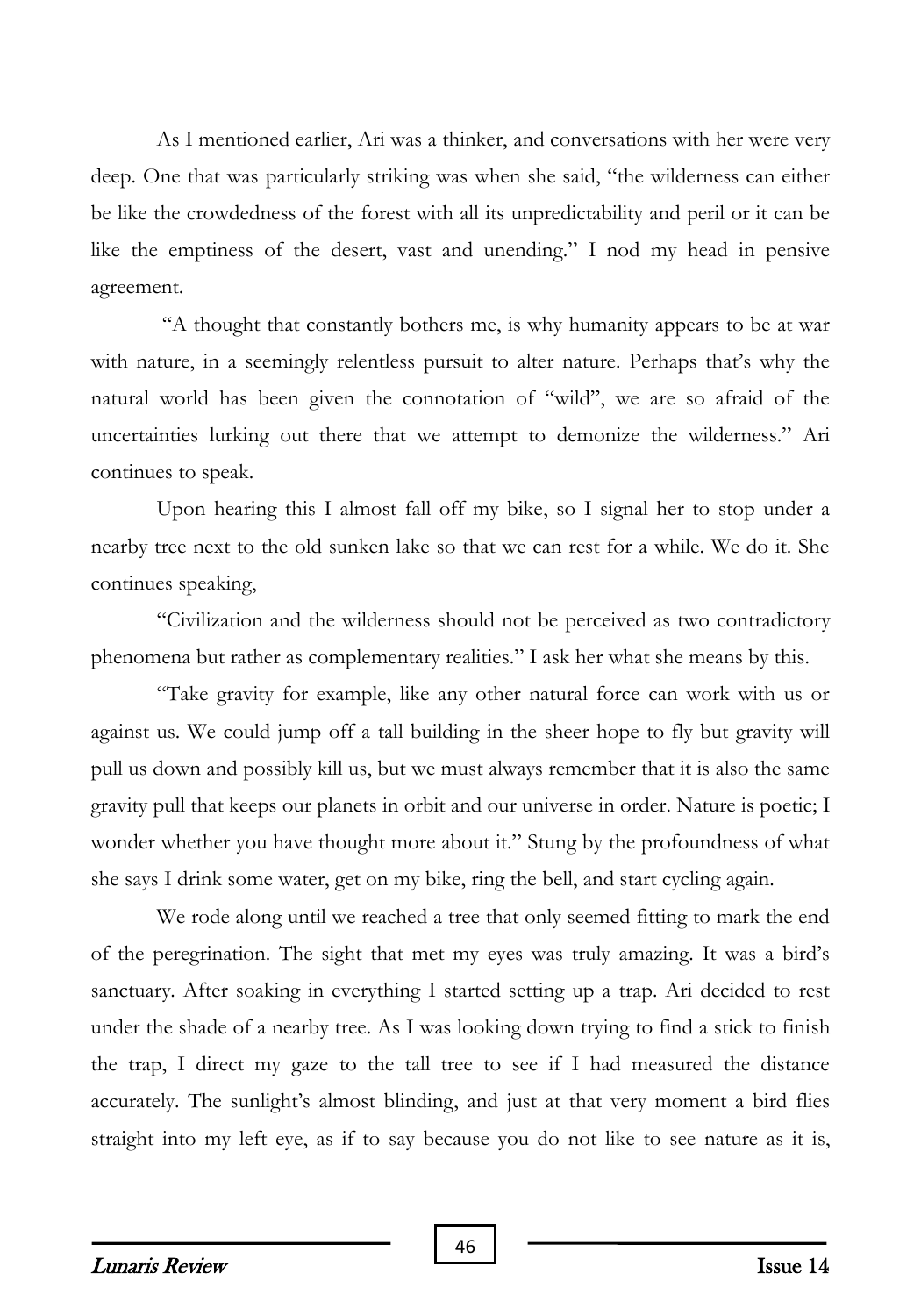As I mentioned earlier, Ari was a thinker, and conversations with her were very deep. One that was particularly striking was when she said, "the wilderness can either be like the crowdedness of the forest with all its unpredictability and peril or it can be like the emptiness of the desert, vast and unending." I nod my head in pensive agreement.

"A thought that constantly bothers me, is why humanity appears to be at war with nature, in a seemingly relentless pursuit to alter nature. Perhaps that's why the natural world has been given the connotation of "wild", we are so afraid of the uncertainties lurking out there that we attempt to demonize the wilderness." Ari continues to speak.

Upon hearing this I almost fall off my bike, so I signal her to stop under a nearby tree next to the old sunken lake so that we can rest for a while. We do it. She continues speaking,

"Civilization and the wilderness should not be perceived as two contradictory phenomena but rather as complementary realities." I ask her what she means by this.

"Take gravity for example, like any other natural force can work with us or against us. We could jump off a tall building in the sheer hope to fly but gravity will pull us down and possibly kill us, but we must always remember that it is also the same gravity pull that keeps our planets in orbit and our universe in order. Nature is poetic; I wonder whether you have thought more about it." Stung by the profoundness of what she says I drink some water, get on my bike, ring the bell, and start cycling again.

We rode along until we reached a tree that only seemed fitting to mark the end of the peregrination. The sight that met my eyes was truly amazing. It was a bird's sanctuary. After soaking in everything I started setting up a trap. Ari decided to rest under the shade of a nearby tree. As I was looking down trying to find a stick to finish the trap, I direct my gaze to the tall tree to see if I had measured the distance accurately. The sunlight's almost blinding, and just at that very moment a bird flies straight into my left eye, as if to say because you do not like to see nature as it is,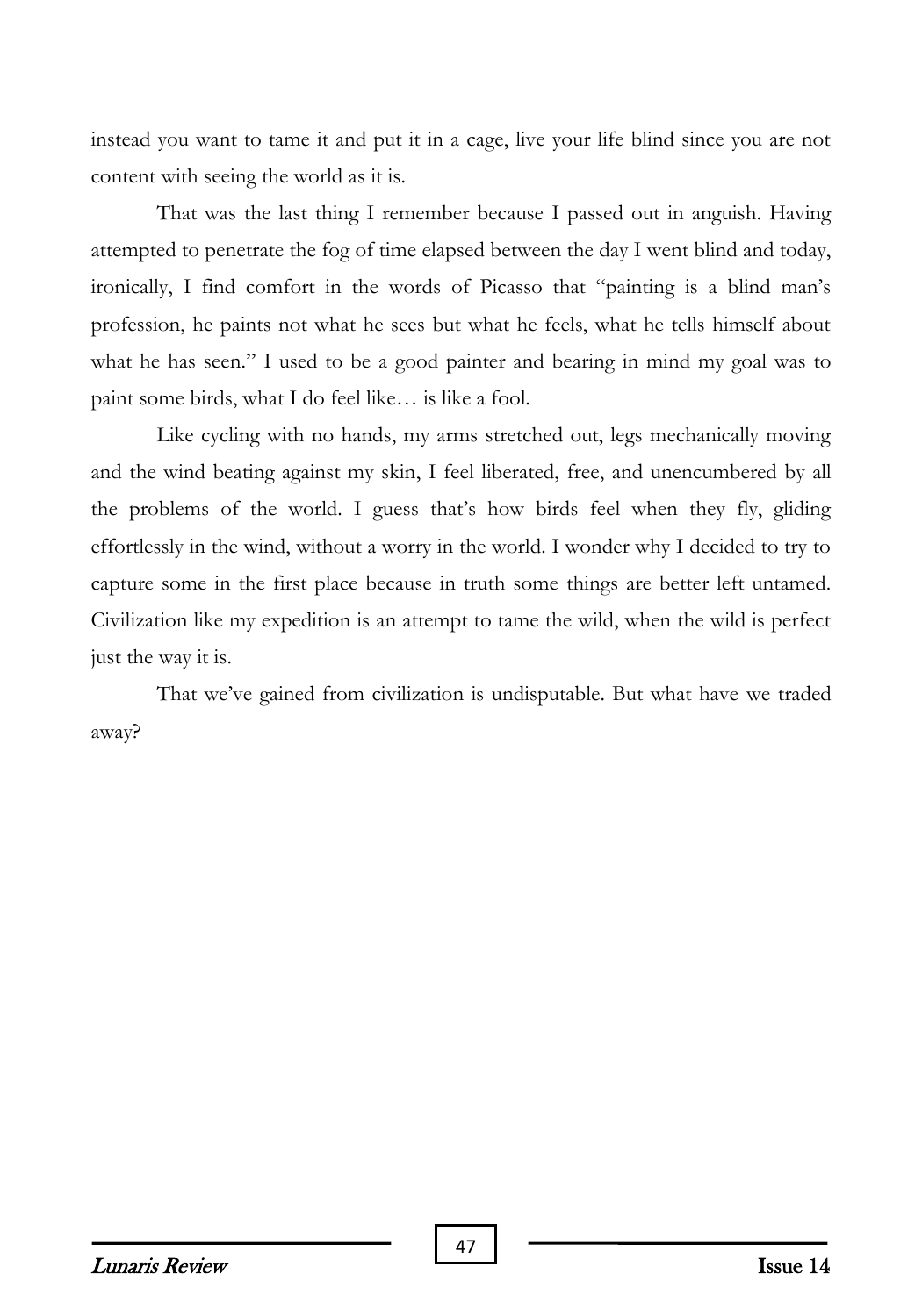instead you want to tame it and put it in a cage, live your life blind since you are not content with seeing the world as it is.

That was the last thing I remember because I passed out in anguish. Having attempted to penetrate the fog of time elapsed between the day I went blind and today, ironically, I find comfort in the words of Picasso that "painting is a blind man's profession, he paints not what he sees but what he feels, what he tells himself about what he has seen." I used to be a good painter and bearing in mind my goal was to paint some birds, what I do feel like… is like a fool.

Like cycling with no hands, my arms stretched out, legs mechanically moving and the wind beating against my skin, I feel liberated, free, and unencumbered by all the problems of the world. I guess that's how birds feel when they fly, gliding effortlessly in the wind, without a worry in the world. I wonder why I decided to try to capture some in the first place because in truth some things are better left untamed. Civilization like my expedition is an attempt to tame the wild, when the wild is perfect just the way it is.

That we've gained from civilization is undisputable. But what have we traded away?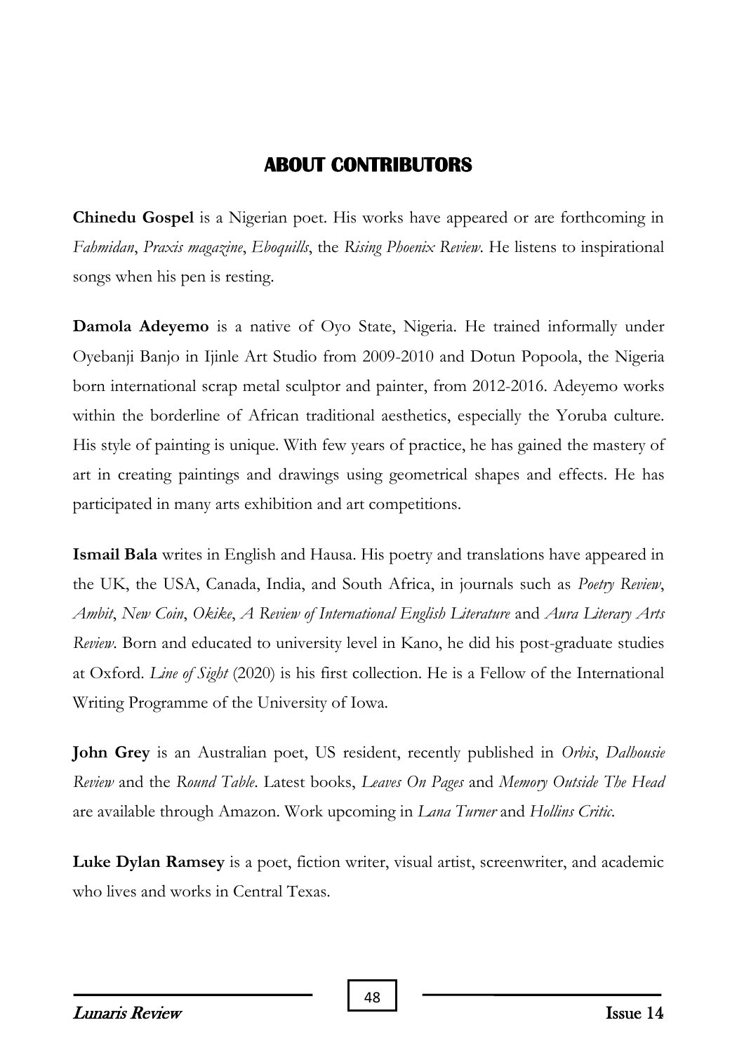## ABOUT CONTRIBUTORS

**Chinedu Gospel** is a Nigerian poet. His works have appeared or are forthcoming in *Fahmidan*, *Praxis magazine*, *Eboquills*, the *Rising Phoenix Review*. He listens to inspirational songs when his pen is resting.

**Damola Adeyemo** is a native of Oyo State, Nigeria. He trained informally under Oyebanji Banjo in Ijinle Art Studio from 2009-2010 and Dotun Popoola, the Nigeria born international scrap metal sculptor and painter, from 2012-2016. Adeyemo works within the borderline of African traditional aesthetics, especially the Yoruba culture. His style of painting is unique. With few years of practice, he has gained the mastery of art in creating paintings and drawings using geometrical shapes and effects. He has participated in many arts exhibition and art competitions.

**Ismail Bala** writes in English and Hausa. His poetry and translations have appeared in the UK, the USA, Canada, India, and South Africa, in journals such as *Poetry Review*, *Ambit*, *New Coin*, *Okike*, *A Review of International English Literature* and *Aura Literary Arts Review*. Born and educated to university level in Kano, he did his post-graduate studies at Oxford. *Line of Sight* (2020) is his first collection. He is a Fellow of the International Writing Programme of the University of Iowa.

**John Grey** is an Australian poet, US resident, recently published in *Orbis*, *Dalhousie Review* and the *Round Table*. Latest books, *Leaves On Pages* and *Memory Outside The Head* are available through Amazon. Work upcoming in *Lana Turner* and *Hollins Critic*.

**Luke Dylan Ramsey** is a poet, fiction writer, visual artist, screenwriter, and academic who lives and works in Central Texas.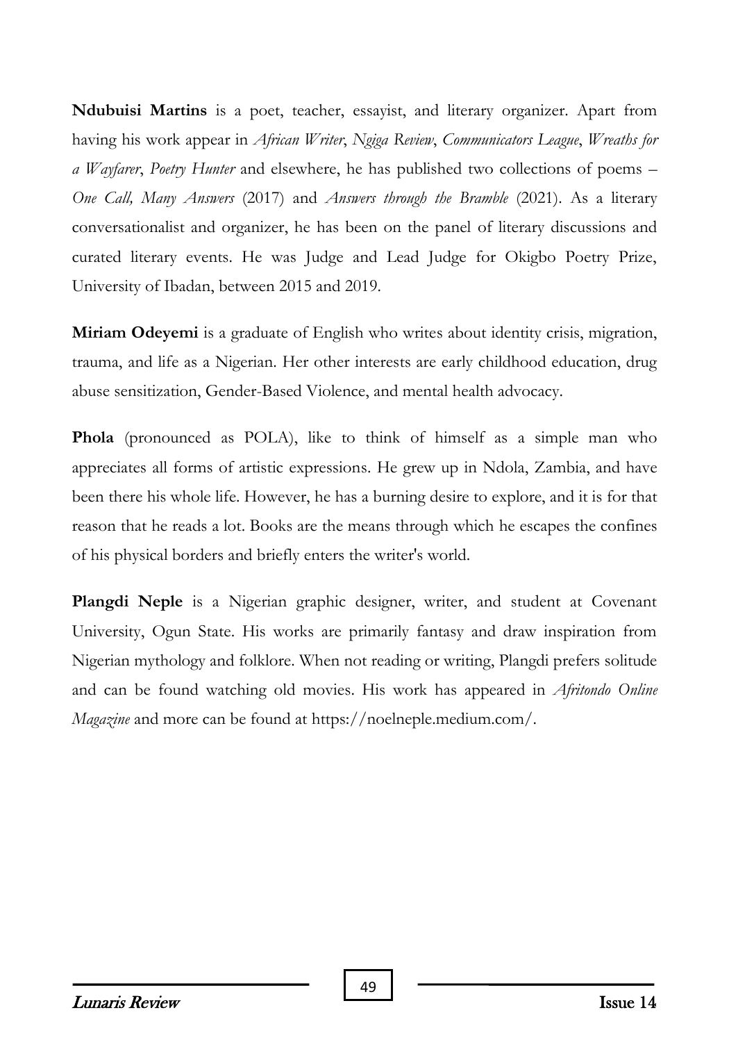**Ndubuisi Martins** is a poet, teacher, essayist, and literary organizer. Apart from having his work appear in *African Writer*, *Ngiga Review*, *Communicators League*, *Wreaths for a Wayfarer*, *Poetry Hunter* and elsewhere, he has published two collections of poems – *One Call, Many Answers* (2017) and *Answers through the Bramble* (2021). As a literary conversationalist and organizer, he has been on the panel of literary discussions and curated literary events. He was Judge and Lead Judge for Okigbo Poetry Prize, University of Ibadan, between 2015 and 2019.

**Miriam Odeyemi** is a graduate of English who writes about identity crisis, migration, trauma, and life as a Nigerian. Her other interests are early childhood education, drug abuse sensitization, Gender-Based Violence, and mental health advocacy.

**Phola** (pronounced as POLA), like to think of himself as a simple man who appreciates all forms of artistic expressions. He grew up in Ndola, Zambia, and have been there his whole life. However, he has a burning desire to explore, and it is for that reason that he reads a lot. Books are the means through which he escapes the confines of his physical borders and briefly enters the writer's world.

**Plangdi Neple** is a Nigerian graphic designer, writer, and student at Covenant University, Ogun State. His works are primarily fantasy and draw inspiration from Nigerian mythology and folklore. When not reading or writing, Plangdi prefers solitude and can be found watching old movies. His work has appeared in *Afritondo Online Magazine* and more can be found at https://noelneple.medium.com/.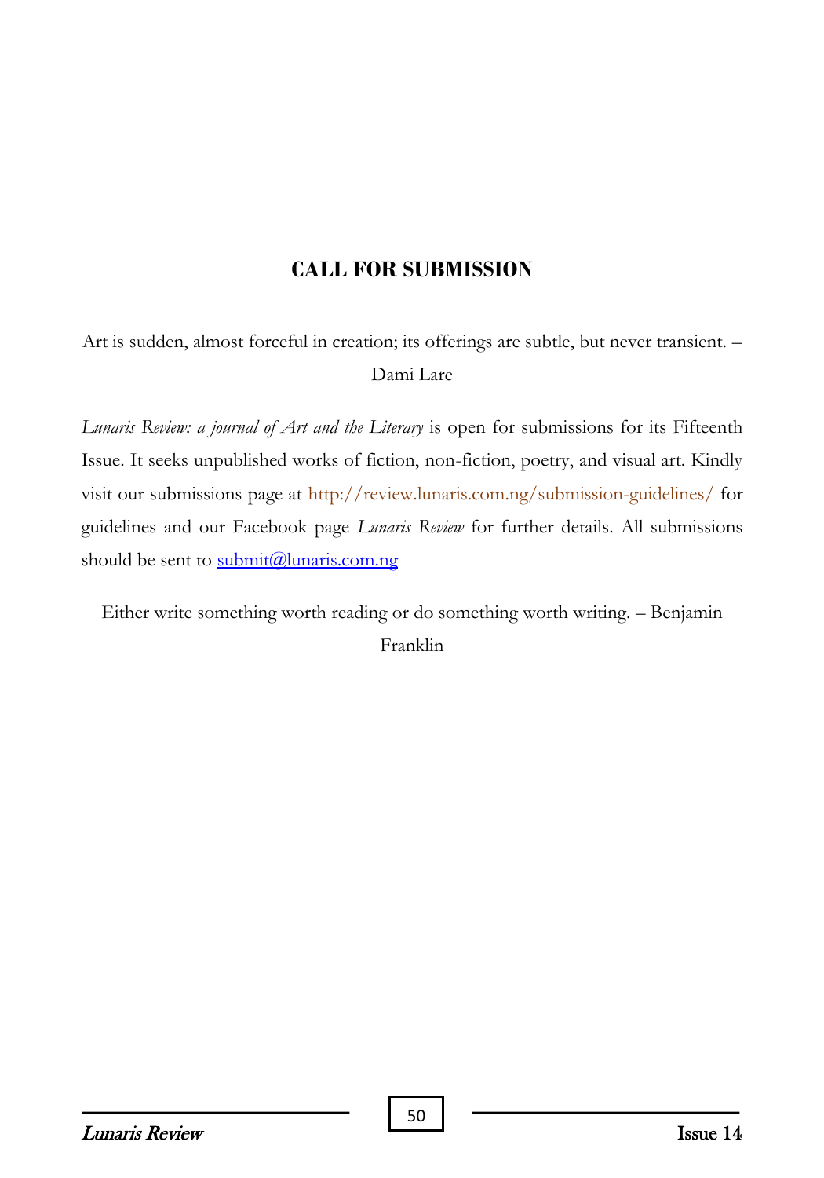## CALL FOR SUBMISSION

Art is sudden, almost forceful in creation; its offerings are subtle, but never transient. – Dami Lare

*Lunaris Review: a journal of Art and the Literary* is open for submissions for its Fifteenth Issue. It seeks unpublished works of fiction, non-fiction, poetry, and visual art. Kindly visit our submissions page at http://review.lunaris.com.ng/submission-guidelines/ for guidelines and our Facebook page *Lunaris Review* for further details. All submissions should be sent to submit@lunaris.com.ng

Either write something worth reading or do something worth writing. – Benjamin Franklin